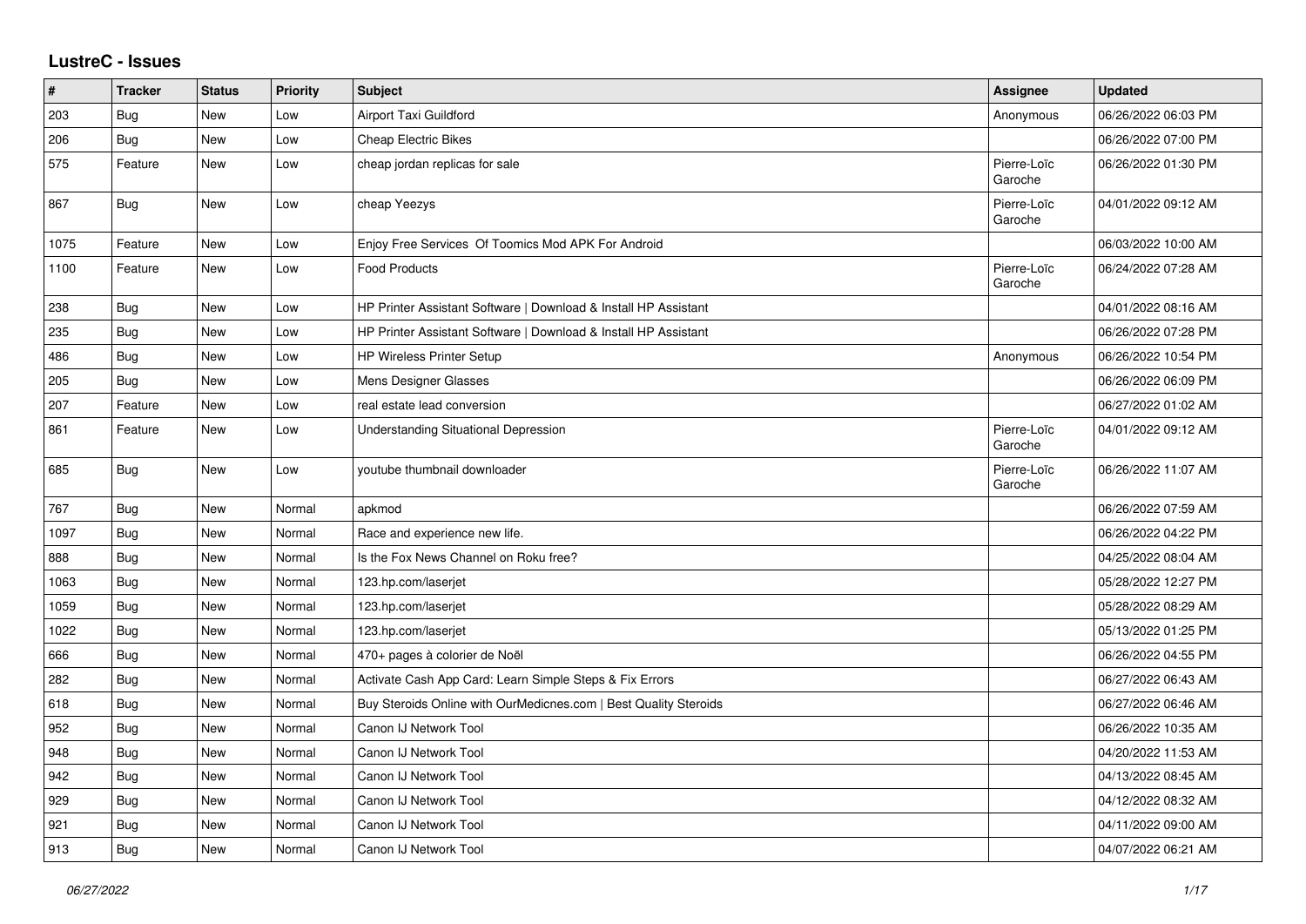## LustreC - Issues

| # | Tracker | Status | Priority | Subject | Assignee | Updated |
|---|---|---|---|---|---|---|
| 203 | Bug | New | Low | Airport Taxi Guildford | Anonymous | 06/26/2022 06:03 PM |
| 206 | Bug | New | Low | Cheap Electric Bikes | | 06/26/2022 07:00 PM |
| 575 | Feature | New | Low | cheap jordan replicas for sale | Pierre-Loïc Garoche | 06/26/2022 01:30 PM |
| 867 | Bug | New | Low | cheap Yeezys | Pierre-Loïc Garoche | 04/01/2022 09:12 AM |
| 1075 | Feature | New | Low | Enjoy Free Services Of Toomics Mod APK For Android | | 06/03/2022 10:00 AM |
| 1100 | Feature | New | Low | Food Products | Pierre-Loïc Garoche | 06/24/2022 07:28 AM |
| 238 | Bug | New | Low | HP Printer Assistant Software \| Download & Install HP Assistant | | 04/01/2022 08:16 AM |
| 235 | Bug | New | Low | HP Printer Assistant Software \| Download & Install HP Assistant | | 06/26/2022 07:28 PM |
| 486 | Bug | New | Low | HP Wireless Printer Setup | Anonymous | 06/26/2022 10:54 PM |
| 205 | Bug | New | Low | Mens Designer Glasses | | 06/26/2022 06:09 PM |
| 207 | Feature | New | Low | real estate lead conversion | | 06/27/2022 01:02 AM |
| 861 | Feature | New | Low | Understanding Situational Depression | Pierre-Loïc Garoche | 04/01/2022 09:12 AM |
| 685 | Bug | New | Low | youtube thumbnail downloader | Pierre-Loïc Garoche | 06/26/2022 11:07 AM |
| 767 | Bug | New | Normal | apkmod | | 06/26/2022 07:59 AM |
| 1097 | Bug | New | Normal | Race and experience new life. | | 06/26/2022 04:22 PM |
| 888 | Bug | New | Normal | Is the Fox News Channel on Roku free? | | 04/25/2022 08:04 AM |
| 1063 | Bug | New | Normal | 123.hp.com/laserjet | | 05/28/2022 12:27 PM |
| 1059 | Bug | New | Normal | 123.hp.com/laserjet | | 05/28/2022 08:29 AM |
| 1022 | Bug | New | Normal | 123.hp.com/laserjet | | 05/13/2022 01:25 PM |
| 666 | Bug | New | Normal | 470+ pages à colorier de Noël | | 06/26/2022 04:55 PM |
| 282 | Bug | New | Normal | Activate Cash App Card: Learn Simple Steps & Fix Errors | | 06/27/2022 06:43 AM |
| 618 | Bug | New | Normal | Buy Steroids Online with OurMedicnes.com \| Best Quality Steroids | | 06/27/2022 06:46 AM |
| 952 | Bug | New | Normal | Canon IJ Network Tool | | 06/26/2022 10:35 AM |
| 948 | Bug | New | Normal | Canon IJ Network Tool | | 04/20/2022 11:53 AM |
| 942 | Bug | New | Normal | Canon IJ Network Tool | | 04/13/2022 08:45 AM |
| 929 | Bug | New | Normal | Canon IJ Network Tool | | 04/12/2022 08:32 AM |
| 921 | Bug | New | Normal | Canon IJ Network Tool | | 04/11/2022 09:00 AM |
| 913 | Bug | New | Normal | Canon IJ Network Tool | | 04/07/2022 06:21 AM |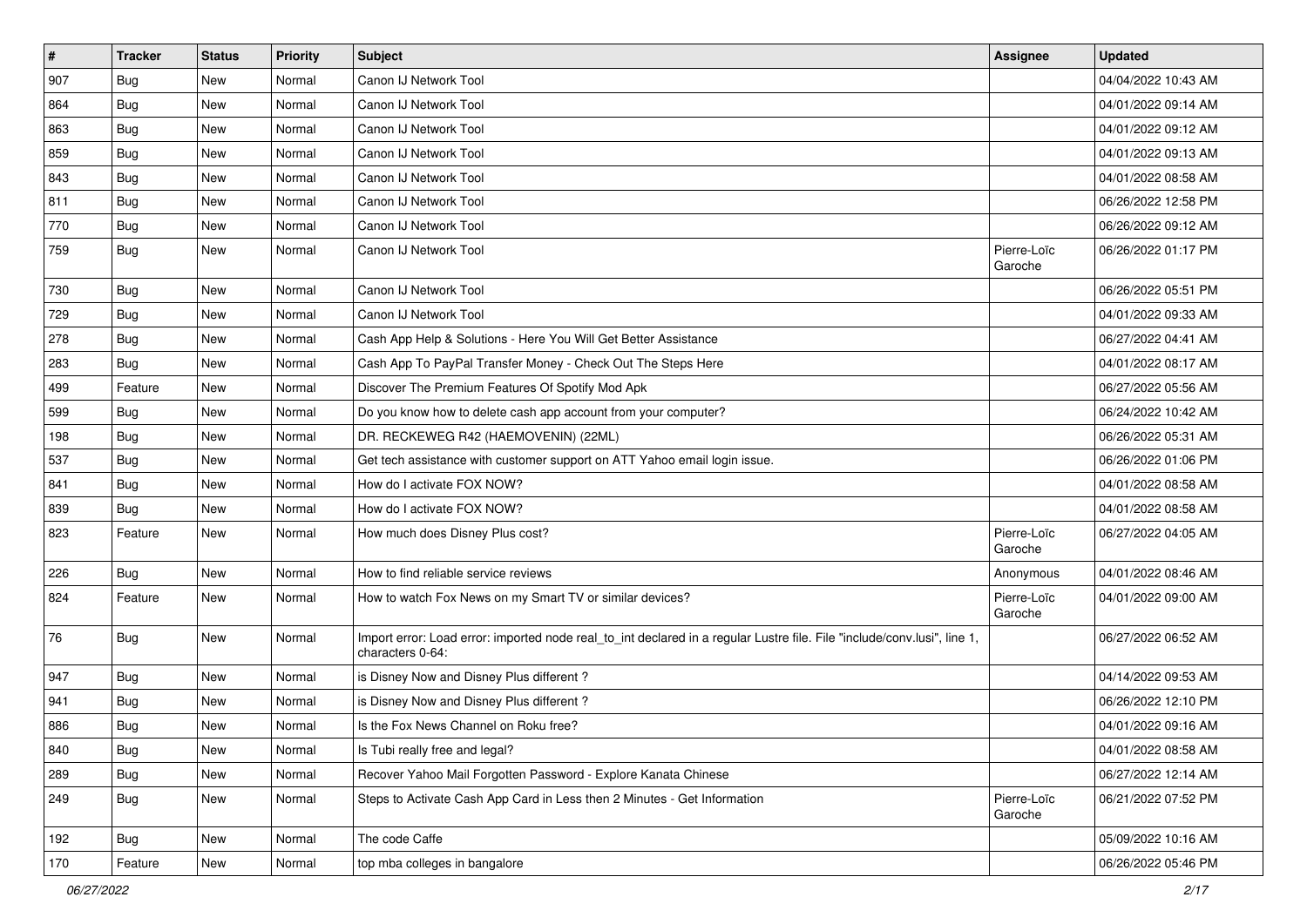| # | Tracker | Status | Priority | Subject | Assignee | Updated |
|---|---|---|---|---|---|---|
| 907 | Bug | New | Normal | Canon IJ Network Tool | | 04/04/2022 10:43 AM |
| 864 | Bug | New | Normal | Canon IJ Network Tool | | 04/01/2022 09:14 AM |
| 863 | Bug | New | Normal | Canon IJ Network Tool | | 04/01/2022 09:12 AM |
| 859 | Bug | New | Normal | Canon IJ Network Tool | | 04/01/2022 09:13 AM |
| 843 | Bug | New | Normal | Canon IJ Network Tool | | 04/01/2022 08:58 AM |
| 811 | Bug | New | Normal | Canon IJ Network Tool | | 06/26/2022 12:58 PM |
| 770 | Bug | New | Normal | Canon IJ Network Tool | | 06/26/2022 09:12 AM |
| 759 | Bug | New | Normal | Canon IJ Network Tool | Pierre-Loïc Garoche | 06/26/2022 01:17 PM |
| 730 | Bug | New | Normal | Canon IJ Network Tool | | 06/26/2022 05:51 PM |
| 729 | Bug | New | Normal | Canon IJ Network Tool | | 04/01/2022 09:33 AM |
| 278 | Bug | New | Normal | Cash App Help & Solutions - Here You Will Get Better Assistance | | 06/27/2022 04:41 AM |
| 283 | Bug | New | Normal | Cash App To PayPal Transfer Money - Check Out The Steps Here | | 04/01/2022 08:17 AM |
| 499 | Feature | New | Normal | Discover The Premium Features Of Spotify Mod Apk | | 06/27/2022 05:56 AM |
| 599 | Bug | New | Normal | Do you know how to delete cash app account from your computer? | | 06/24/2022 10:42 AM |
| 198 | Bug | New | Normal | DR. RECKEWEG R42 (HAEMOVENIN) (22ML) | | 06/26/2022 05:31 AM |
| 537 | Bug | New | Normal | Get tech assistance with customer support on ATT Yahoo email login issue. | | 06/26/2022 01:06 PM |
| 841 | Bug | New | Normal | How do I activate FOX NOW? | | 04/01/2022 08:58 AM |
| 839 | Bug | New | Normal | How do I activate FOX NOW? | | 04/01/2022 08:58 AM |
| 823 | Feature | New | Normal | How much does Disney Plus cost? | Pierre-Loïc Garoche | 06/27/2022 04:05 AM |
| 226 | Bug | New | Normal | How to find reliable service reviews | Anonymous | 04/01/2022 08:46 AM |
| 824 | Feature | New | Normal | How to watch Fox News on my Smart TV or similar devices? | Pierre-Loïc Garoche | 04/01/2022 09:00 AM |
| 76 | Bug | New | Normal | Import error: Load error: imported node real_to_int declared in a regular Lustre file. File "include/conv.lusi", line 1, characters 0-64: | | 06/27/2022 06:52 AM |
| 947 | Bug | New | Normal | is Disney Now and Disney Plus different ? | | 04/14/2022 09:53 AM |
| 941 | Bug | New | Normal | is Disney Now and Disney Plus different ? | | 06/26/2022 12:10 PM |
| 886 | Bug | New | Normal | Is the Fox News Channel on Roku free? | | 04/01/2022 09:16 AM |
| 840 | Bug | New | Normal | Is Tubi really free and legal? | | 04/01/2022 08:58 AM |
| 289 | Bug | New | Normal | Recover Yahoo Mail Forgotten Password - Explore Kanata Chinese | | 06/27/2022 12:14 AM |
| 249 | Bug | New | Normal | Steps to Activate Cash App Card in Less then 2 Minutes - Get Information | Pierre-Loïc Garoche | 06/21/2022 07:52 PM |
| 192 | Bug | New | Normal | The code Caffe | | 05/09/2022 10:16 AM |
| 170 | Feature | New | Normal | top mba colleges in bangalore | | 06/26/2022 05:46 PM |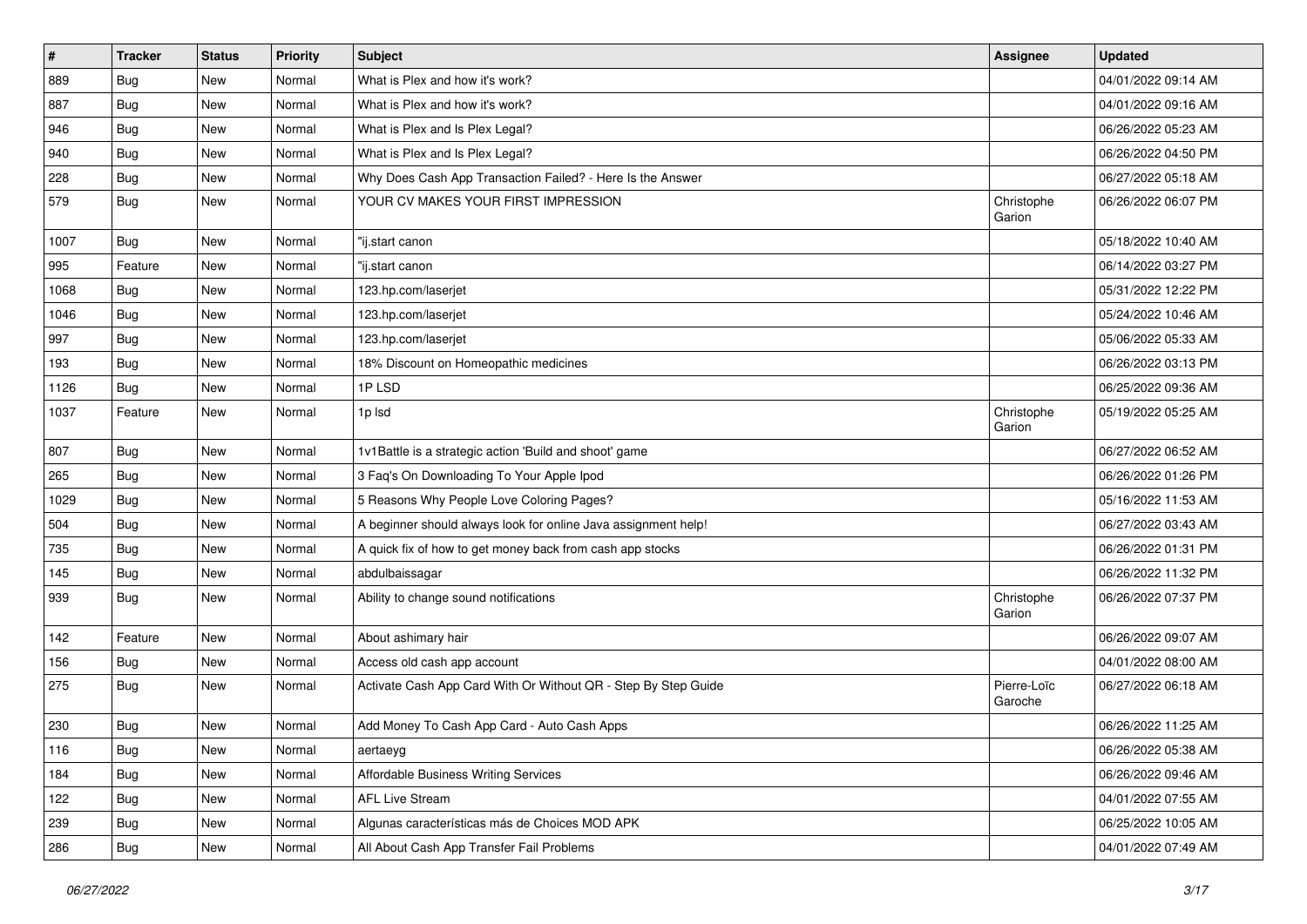| # | Tracker | Status | Priority | Subject | Assignee | Updated |
| --- | --- | --- | --- | --- | --- | --- |
| 889 | Bug | New | Normal | What is Plex and how it's work? | | 04/01/2022 09:14 AM |
| 887 | Bug | New | Normal | What is Plex and how it's work? | | 04/01/2022 09:16 AM |
| 946 | Bug | New | Normal | What is Plex and Is Plex Legal? | | 06/26/2022 05:23 AM |
| 940 | Bug | New | Normal | What is Plex and Is Plex Legal? | | 06/26/2022 04:50 PM |
| 228 | Bug | New | Normal | Why Does Cash App Transaction Failed? - Here Is the Answer | | 06/27/2022 05:18 AM |
| 579 | Bug | New | Normal | YOUR CV MAKES YOUR FIRST IMPRESSION | Christophe Garion | 06/26/2022 06:07 PM |
| 1007 | Bug | New | Normal | "ij.start canon | | 05/18/2022 10:40 AM |
| 995 | Feature | New | Normal | "ij.start canon | | 06/14/2022 03:27 PM |
| 1068 | Bug | New | Normal | 123.hp.com/laserjet | | 05/31/2022 12:22 PM |
| 1046 | Bug | New | Normal | 123.hp.com/laserjet | | 05/24/2022 10:46 AM |
| 997 | Bug | New | Normal | 123.hp.com/laserjet | | 05/06/2022 05:33 AM |
| 193 | Bug | New | Normal | 18% Discount on Homeopathic medicines | | 06/26/2022 03:13 PM |
| 1126 | Bug | New | Normal | 1P LSD | | 06/25/2022 09:36 AM |
| 1037 | Feature | New | Normal | 1p lsd | Christophe Garion | 05/19/2022 05:25 AM |
| 807 | Bug | New | Normal | 1v1Battle is a strategic action 'Build and shoot' game | | 06/27/2022 06:52 AM |
| 265 | Bug | New | Normal | 3 Faq's On Downloading To Your Apple Ipod | | 06/26/2022 01:26 PM |
| 1029 | Bug | New | Normal | 5 Reasons Why People Love Coloring Pages? | | 05/16/2022 11:53 AM |
| 504 | Bug | New | Normal | A beginner should always look for online Java assignment help! | | 06/27/2022 03:43 AM |
| 735 | Bug | New | Normal | A quick fix of how to get money back from cash app stocks | | 06/26/2022 01:31 PM |
| 145 | Bug | New | Normal | abdulbaissagar | | 06/26/2022 11:32 PM |
| 939 | Bug | New | Normal | Ability to change sound notifications | Christophe Garion | 06/26/2022 07:37 PM |
| 142 | Feature | New | Normal | About ashimary hair | | 06/26/2022 09:07 AM |
| 156 | Bug | New | Normal | Access old cash app account | | 04/01/2022 08:00 AM |
| 275 | Bug | New | Normal | Activate Cash App Card With Or Without QR - Step By Step Guide | Pierre-Loïc Garoche | 06/27/2022 06:18 AM |
| 230 | Bug | New | Normal | Add Money To Cash App Card - Auto Cash Apps | | 06/26/2022 11:25 AM |
| 116 | Bug | New | Normal | aertaeyg | | 06/26/2022 05:38 AM |
| 184 | Bug | New | Normal | Affordable Business Writing Services | | 06/26/2022 09:46 AM |
| 122 | Bug | New | Normal | AFL Live Stream | | 04/01/2022 07:55 AM |
| 239 | Bug | New | Normal | Algunas características más de Choices MOD APK | | 06/25/2022 10:05 AM |
| 286 | Bug | New | Normal | All About Cash App Transfer Fail Problems | | 04/01/2022 07:49 AM |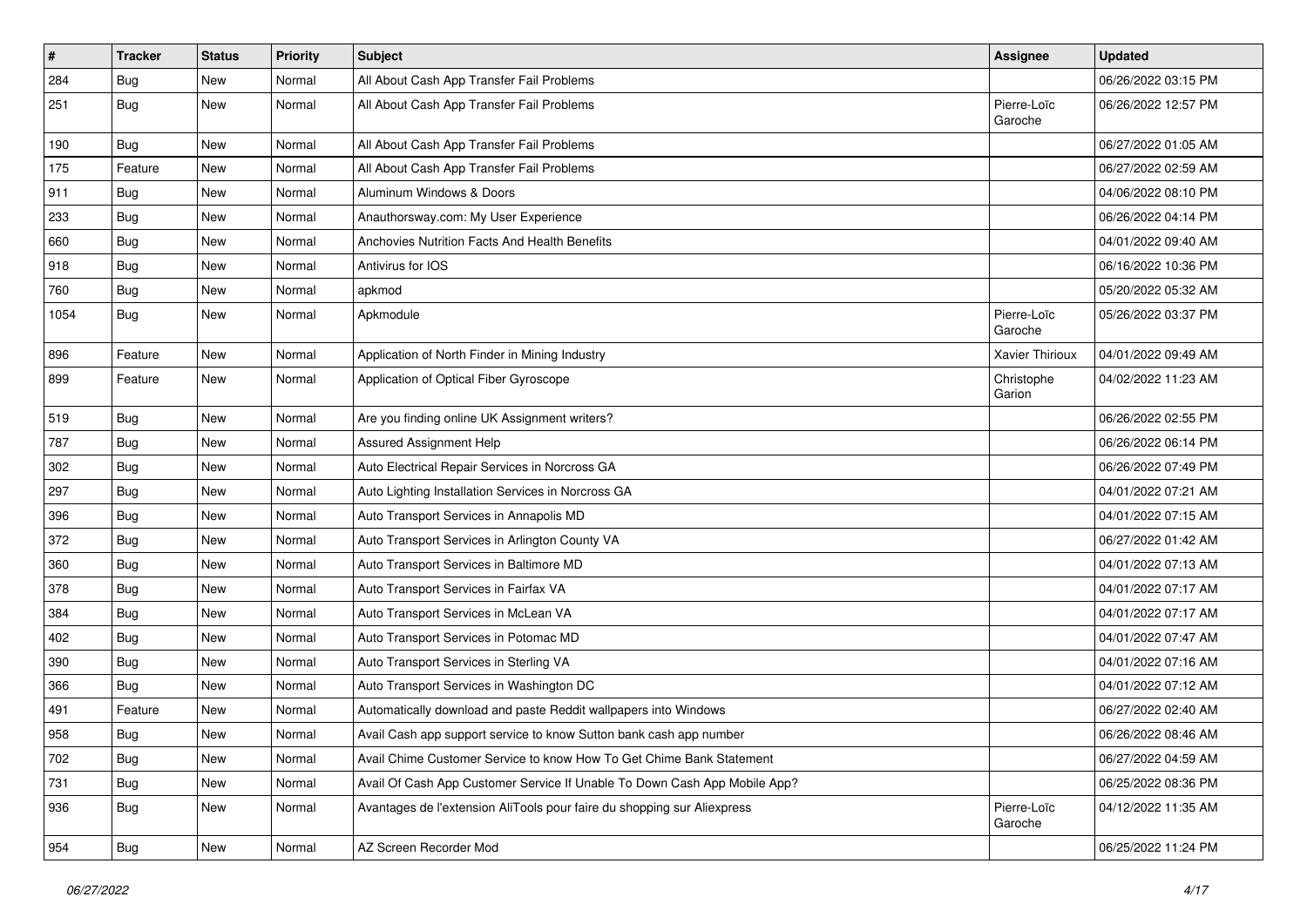| # | Tracker | Status | Priority | Subject | Assignee | Updated |
|---|---|---|---|---|---|---|
| 284 | Bug | New | Normal | All About Cash App Transfer Fail Problems | | 06/26/2022 03:15 PM |
| 251 | Bug | New | Normal | All About Cash App Transfer Fail Problems | Pierre-Loïc Garoche | 06/26/2022 12:57 PM |
| 190 | Bug | New | Normal | All About Cash App Transfer Fail Problems | | 06/27/2022 01:05 AM |
| 175 | Feature | New | Normal | All About Cash App Transfer Fail Problems | | 06/27/2022 02:59 AM |
| 911 | Bug | New | Normal | Aluminum Windows & Doors | | 04/06/2022 08:10 PM |
| 233 | Bug | New | Normal | Anauthorsway.com: My User Experience | | 06/26/2022 04:14 PM |
| 660 | Bug | New | Normal | Anchovies Nutrition Facts And Health Benefits | | 04/01/2022 09:40 AM |
| 918 | Bug | New | Normal | Antivirus for IOS | | 06/16/2022 10:36 PM |
| 760 | Bug | New | Normal | apkmod | | 05/20/2022 05:32 AM |
| 1054 | Bug | New | Normal | Apkmodule | Pierre-Loïc Garoche | 05/26/2022 03:37 PM |
| 896 | Feature | New | Normal | Application of North Finder in Mining Industry | Xavier Thirioux | 04/01/2022 09:49 AM |
| 899 | Feature | New | Normal | Application of Optical Fiber Gyroscope | Christophe Garion | 04/02/2022 11:23 AM |
| 519 | Bug | New | Normal | Are you finding online UK Assignment writers? | | 06/26/2022 02:55 PM |
| 787 | Bug | New | Normal | Assured Assignment Help | | 06/26/2022 06:14 PM |
| 302 | Bug | New | Normal | Auto Electrical Repair Services in Norcross GA | | 06/26/2022 07:49 PM |
| 297 | Bug | New | Normal | Auto Lighting Installation Services in Norcross GA | | 04/01/2022 07:21 AM |
| 396 | Bug | New | Normal | Auto Transport Services in Annapolis MD | | 04/01/2022 07:15 AM |
| 372 | Bug | New | Normal | Auto Transport Services in Arlington County VA | | 06/27/2022 01:42 AM |
| 360 | Bug | New | Normal | Auto Transport Services in Baltimore MD | | 04/01/2022 07:13 AM |
| 378 | Bug | New | Normal | Auto Transport Services in Fairfax VA | | 04/01/2022 07:17 AM |
| 384 | Bug | New | Normal | Auto Transport Services in McLean VA | | 04/01/2022 07:17 AM |
| 402 | Bug | New | Normal | Auto Transport Services in Potomac MD | | 04/01/2022 07:47 AM |
| 390 | Bug | New | Normal | Auto Transport Services in Sterling VA | | 04/01/2022 07:16 AM |
| 366 | Bug | New | Normal | Auto Transport Services in Washington DC | | 04/01/2022 07:12 AM |
| 491 | Feature | New | Normal | Automatically download and paste Reddit wallpapers into Windows | | 06/27/2022 02:40 AM |
| 958 | Bug | New | Normal | Avail Cash app support service to know Sutton bank cash app number | | 06/26/2022 08:46 AM |
| 702 | Bug | New | Normal | Avail Chime Customer Service to know How To Get Chime Bank Statement | | 06/27/2022 04:59 AM |
| 731 | Bug | New | Normal | Avail Of Cash App Customer Service If Unable To Down Cash App Mobile App? | | 06/25/2022 08:36 PM |
| 936 | Bug | New | Normal | Avantages de l'extension AliTools pour faire du shopping sur Aliexpress | Pierre-Loïc Garoche | 04/12/2022 11:35 AM |
| 954 | Bug | New | Normal | AZ Screen Recorder Mod | | 06/25/2022 11:24 PM |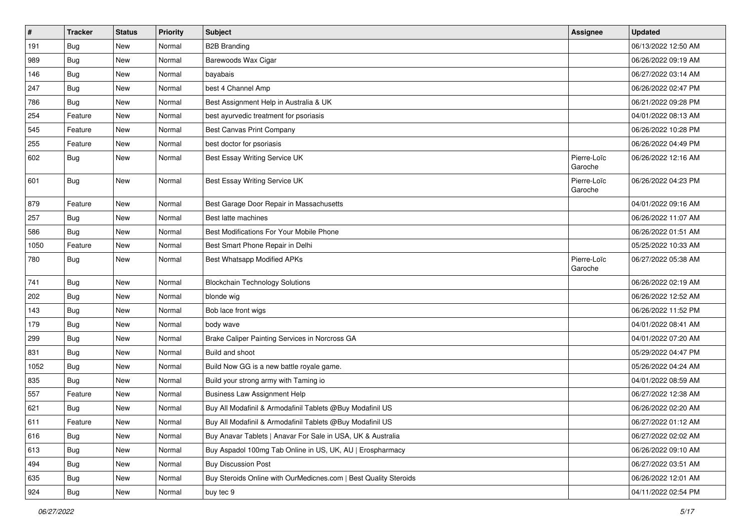| # | Tracker | Status | Priority | Subject | Assignee | Updated |
|---|---|---|---|---|---|---|
| 191 | Bug | New | Normal | B2B Branding | | 06/13/2022 12:50 AM |
| 989 | Bug | New | Normal | Barewoods Wax Cigar | | 06/26/2022 09:19 AM |
| 146 | Bug | New | Normal | bayabais | | 06/27/2022 03:14 AM |
| 247 | Bug | New | Normal | best 4 Channel Amp | | 06/26/2022 02:47 PM |
| 786 | Bug | New | Normal | Best Assignment Help in Australia & UK | | 06/21/2022 09:28 PM |
| 254 | Feature | New | Normal | best ayurvedic treatment for psoriasis | | 04/01/2022 08:13 AM |
| 545 | Feature | New | Normal | Best Canvas Print Company | | 06/26/2022 10:28 PM |
| 255 | Feature | New | Normal | best doctor for psoriasis | | 06/26/2022 04:49 PM |
| 602 | Bug | New | Normal | Best Essay Writing Service UK | Pierre-Loïc Garoche | 06/26/2022 12:16 AM |
| 601 | Bug | New | Normal | Best Essay Writing Service UK | Pierre-Loïc Garoche | 06/26/2022 04:23 PM |
| 879 | Feature | New | Normal | Best Garage Door Repair in Massachusetts | | 04/01/2022 09:16 AM |
| 257 | Bug | New | Normal | Best latte machines | | 06/26/2022 11:07 AM |
| 586 | Bug | New | Normal | Best Modifications For Your Mobile Phone | | 06/26/2022 01:51 AM |
| 1050 | Feature | New | Normal | Best Smart Phone Repair in Delhi | | 05/25/2022 10:33 AM |
| 780 | Bug | New | Normal | Best Whatsapp Modified APKs | Pierre-Loïc Garoche | 06/27/2022 05:38 AM |
| 741 | Bug | New | Normal | Blockchain Technology Solutions | | 06/26/2022 02:19 AM |
| 202 | Bug | New | Normal | blonde wig | | 06/26/2022 12:52 AM |
| 143 | Bug | New | Normal | Bob lace front wigs | | 06/26/2022 11:52 PM |
| 179 | Bug | New | Normal | body wave | | 04/01/2022 08:41 AM |
| 299 | Bug | New | Normal | Brake Caliper Painting Services in Norcross GA | | 04/01/2022 07:20 AM |
| 831 | Bug | New | Normal | Build and shoot | | 05/29/2022 04:47 PM |
| 1052 | Bug | New | Normal | Build Now GG is a new battle royale game. | | 05/26/2022 04:24 AM |
| 835 | Bug | New | Normal | Build your strong army with Taming io | | 04/01/2022 08:59 AM |
| 557 | Feature | New | Normal | Business Law Assignment Help | | 06/27/2022 12:38 AM |
| 621 | Bug | New | Normal | Buy All Modafinil & Armodafinil Tablets @Buy Modafinil US | | 06/26/2022 02:20 AM |
| 611 | Feature | New | Normal | Buy All Modafinil & Armodafinil Tablets @Buy Modafinil US | | 06/27/2022 01:12 AM |
| 616 | Bug | New | Normal | Buy Anavar Tablets \| Anavar For Sale in USA, UK & Australia | | 06/27/2022 02:02 AM |
| 613 | Bug | New | Normal | Buy Aspadol 100mg Tab Online in US, UK, AU \| Erospharmacy | | 06/26/2022 09:10 AM |
| 494 | Bug | New | Normal | Buy Discussion Post | | 06/27/2022 03:51 AM |
| 635 | Bug | New | Normal | Buy Steroids Online with OurMedicnes.com \| Best Quality Steroids | | 06/26/2022 12:01 AM |
| 924 | Bug | New | Normal | buy tec 9 | | 04/11/2022 02:54 PM |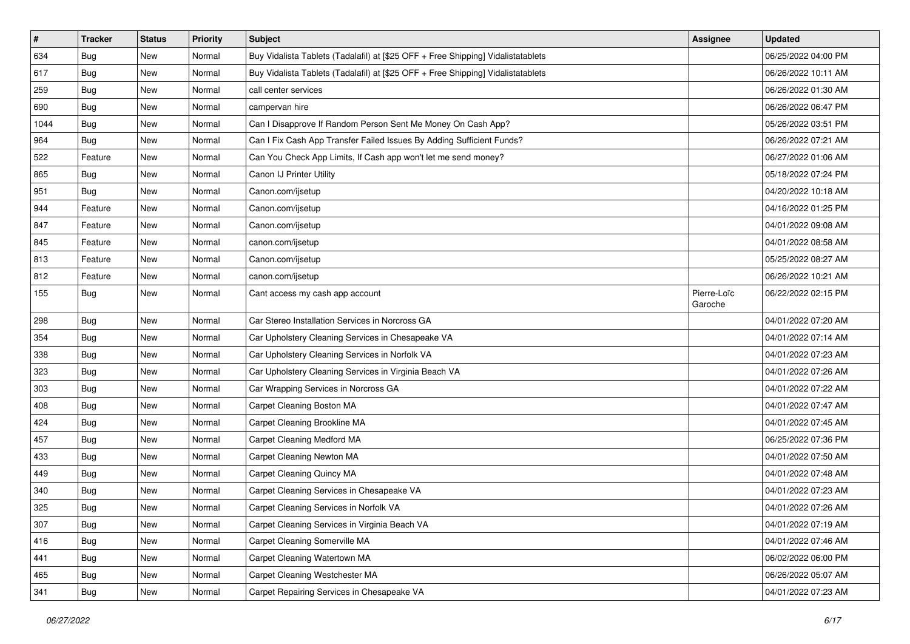| # | Tracker | Status | Priority | Subject | Assignee | Updated |
| --- | --- | --- | --- | --- | --- | --- |
| 634 | Bug | New | Normal | Buy Vidalista Tablets (Tadalafil) at [$25 OFF + Free Shipping] Vidalistatablets | | 06/25/2022 04:00 PM |
| 617 | Bug | New | Normal | Buy Vidalista Tablets (Tadalafil) at [$25 OFF + Free Shipping] Vidalistatablets | | 06/26/2022 10:11 AM |
| 259 | Bug | New | Normal | call center services | | 06/26/2022 01:30 AM |
| 690 | Bug | New | Normal | campervan hire | | 06/26/2022 06:47 PM |
| 1044 | Bug | New | Normal | Can I Disapprove If Random Person Sent Me Money On Cash App? | | 05/26/2022 03:51 PM |
| 964 | Bug | New | Normal | Can I Fix Cash App Transfer Failed Issues By Adding Sufficient Funds? | | 06/26/2022 07:21 AM |
| 522 | Feature | New | Normal | Can You Check App Limits, If Cash app won't let me send money? | | 06/27/2022 01:06 AM |
| 865 | Bug | New | Normal | Canon IJ Printer Utility | | 05/18/2022 07:24 PM |
| 951 | Bug | New | Normal | Canon.com/ijsetup | | 04/20/2022 10:18 AM |
| 944 | Feature | New | Normal | Canon.com/ijsetup | | 04/16/2022 01:25 PM |
| 847 | Feature | New | Normal | Canon.com/ijsetup | | 04/01/2022 09:08 AM |
| 845 | Feature | New | Normal | canon.com/ijsetup | | 04/01/2022 08:58 AM |
| 813 | Feature | New | Normal | Canon.com/ijsetup | | 05/25/2022 08:27 AM |
| 812 | Feature | New | Normal | canon.com/ijsetup | | 06/26/2022 10:21 AM |
| 155 | Bug | New | Normal | Cant access my cash app account | Pierre-Loïc Garoche | 06/22/2022 02:15 PM |
| 298 | Bug | New | Normal | Car Stereo Installation Services in Norcross GA | | 04/01/2022 07:20 AM |
| 354 | Bug | New | Normal | Car Upholstery Cleaning Services in Chesapeake VA | | 04/01/2022 07:14 AM |
| 338 | Bug | New | Normal | Car Upholstery Cleaning Services in Norfolk VA | | 04/01/2022 07:23 AM |
| 323 | Bug | New | Normal | Car Upholstery Cleaning Services in Virginia Beach VA | | 04/01/2022 07:26 AM |
| 303 | Bug | New | Normal | Car Wrapping Services in Norcross GA | | 04/01/2022 07:22 AM |
| 408 | Bug | New | Normal | Carpet Cleaning Boston MA | | 04/01/2022 07:47 AM |
| 424 | Bug | New | Normal | Carpet Cleaning Brookline MA | | 04/01/2022 07:45 AM |
| 457 | Bug | New | Normal | Carpet Cleaning Medford MA | | 06/25/2022 07:36 PM |
| 433 | Bug | New | Normal | Carpet Cleaning Newton MA | | 04/01/2022 07:50 AM |
| 449 | Bug | New | Normal | Carpet Cleaning Quincy MA | | 04/01/2022 07:48 AM |
| 340 | Bug | New | Normal | Carpet Cleaning Services in Chesapeake VA | | 04/01/2022 07:23 AM |
| 325 | Bug | New | Normal | Carpet Cleaning Services in Norfolk VA | | 04/01/2022 07:26 AM |
| 307 | Bug | New | Normal | Carpet Cleaning Services in Virginia Beach VA | | 04/01/2022 07:19 AM |
| 416 | Bug | New | Normal | Carpet Cleaning Somerville MA | | 04/01/2022 07:46 AM |
| 441 | Bug | New | Normal | Carpet Cleaning Watertown MA | | 06/02/2022 06:00 PM |
| 465 | Bug | New | Normal | Carpet Cleaning Westchester MA | | 06/26/2022 05:07 AM |
| 341 | Bug | New | Normal | Carpet Repairing Services in Chesapeake VA | | 04/01/2022 07:23 AM |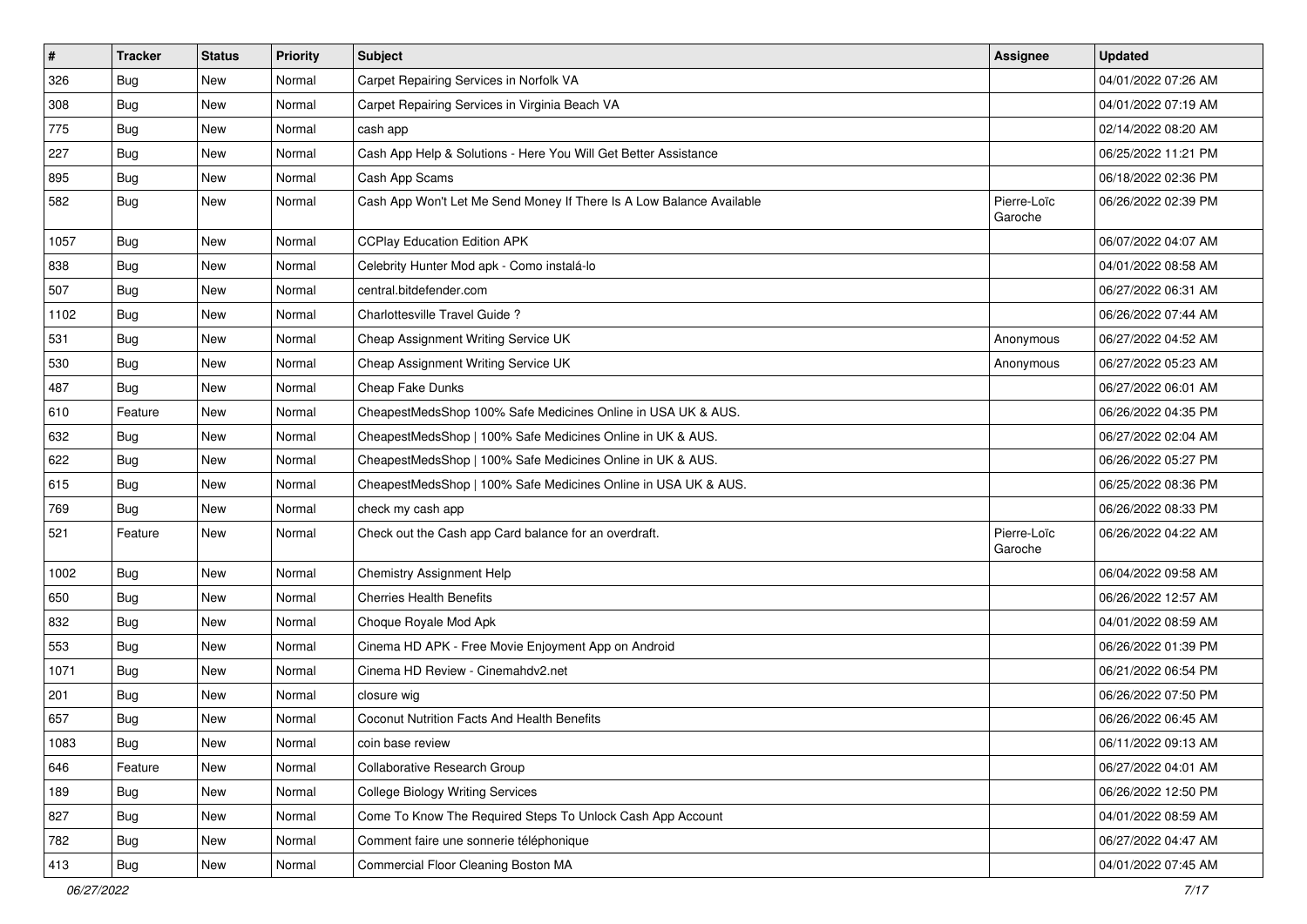| # | Tracker | Status | Priority | Subject | Assignee | Updated |
|---|---|---|---|---|---|---|
| 326 | Bug | New | Normal | Carpet Repairing Services in Norfolk VA | | 04/01/2022 07:26 AM |
| 308 | Bug | New | Normal | Carpet Repairing Services in Virginia Beach VA | | 04/01/2022 07:19 AM |
| 775 | Bug | New | Normal | cash app | | 02/14/2022 08:20 AM |
| 227 | Bug | New | Normal | Cash App Help & Solutions - Here You Will Get Better Assistance | | 06/25/2022 11:21 PM |
| 895 | Bug | New | Normal | Cash App Scams | | 06/18/2022 02:36 PM |
| 582 | Bug | New | Normal | Cash App Won't Let Me Send Money If There Is A Low Balance Available | Pierre-Loïc Garoche | 06/26/2022 02:39 PM |
| 1057 | Bug | New | Normal | CCPlay Education Edition APK | | 06/07/2022 04:07 AM |
| 838 | Bug | New | Normal | Celebrity Hunter Mod apk - Como instalá-lo | | 04/01/2022 08:58 AM |
| 507 | Bug | New | Normal | central.bitdefender.com | | 06/27/2022 06:31 AM |
| 1102 | Bug | New | Normal | Charlottesville Travel Guide ? | | 06/26/2022 07:44 AM |
| 531 | Bug | New | Normal | Cheap Assignment Writing Service UK | Anonymous | 06/27/2022 04:52 AM |
| 530 | Bug | New | Normal | Cheap Assignment Writing Service UK | Anonymous | 06/27/2022 05:23 AM |
| 487 | Bug | New | Normal | Cheap Fake Dunks | | 06/27/2022 06:01 AM |
| 610 | Feature | New | Normal | CheapestMedsShop 100% Safe Medicines Online in USA UK & AUS. | | 06/26/2022 04:35 PM |
| 632 | Bug | New | Normal | CheapestMedsShop \| 100% Safe Medicines Online in UK & AUS. | | 06/27/2022 02:04 AM |
| 622 | Bug | New | Normal | CheapestMedsShop \| 100% Safe Medicines Online in UK & AUS. | | 06/26/2022 05:27 PM |
| 615 | Bug | New | Normal | CheapestMedsShop \| 100% Safe Medicines Online in USA UK & AUS. | | 06/25/2022 08:36 PM |
| 769 | Bug | New | Normal | check my cash app | | 06/26/2022 08:33 PM |
| 521 | Feature | New | Normal | Check out the Cash app Card balance for an overdraft. | Pierre-Loïc Garoche | 06/26/2022 04:22 AM |
| 1002 | Bug | New | Normal | Chemistry Assignment Help | | 06/04/2022 09:58 AM |
| 650 | Bug | New | Normal | Cherries Health Benefits | | 06/26/2022 12:57 AM |
| 832 | Bug | New | Normal | Choque Royale Mod Apk | | 04/01/2022 08:59 AM |
| 553 | Bug | New | Normal | Cinema HD APK - Free Movie Enjoyment App on Android | | 06/26/2022 01:39 PM |
| 1071 | Bug | New | Normal | Cinema HD Review - Cinemahdv2.net | | 06/21/2022 06:54 PM |
| 201 | Bug | New | Normal | closure wig | | 06/26/2022 07:50 PM |
| 657 | Bug | New | Normal | Coconut Nutrition Facts And Health Benefits | | 06/26/2022 06:45 AM |
| 1083 | Bug | New | Normal | coin base review | | 06/11/2022 09:13 AM |
| 646 | Feature | New | Normal | Collaborative Research Group | | 06/27/2022 04:01 AM |
| 189 | Bug | New | Normal | College Biology Writing Services | | 06/26/2022 12:50 PM |
| 827 | Bug | New | Normal | Come To Know The Required Steps To Unlock Cash App Account | | 04/01/2022 08:59 AM |
| 782 | Bug | New | Normal | Comment faire une sonnerie téléphonique | | 06/27/2022 04:47 AM |
| 413 | Bug | New | Normal | Commercial Floor Cleaning Boston MA | | 04/01/2022 07:45 AM |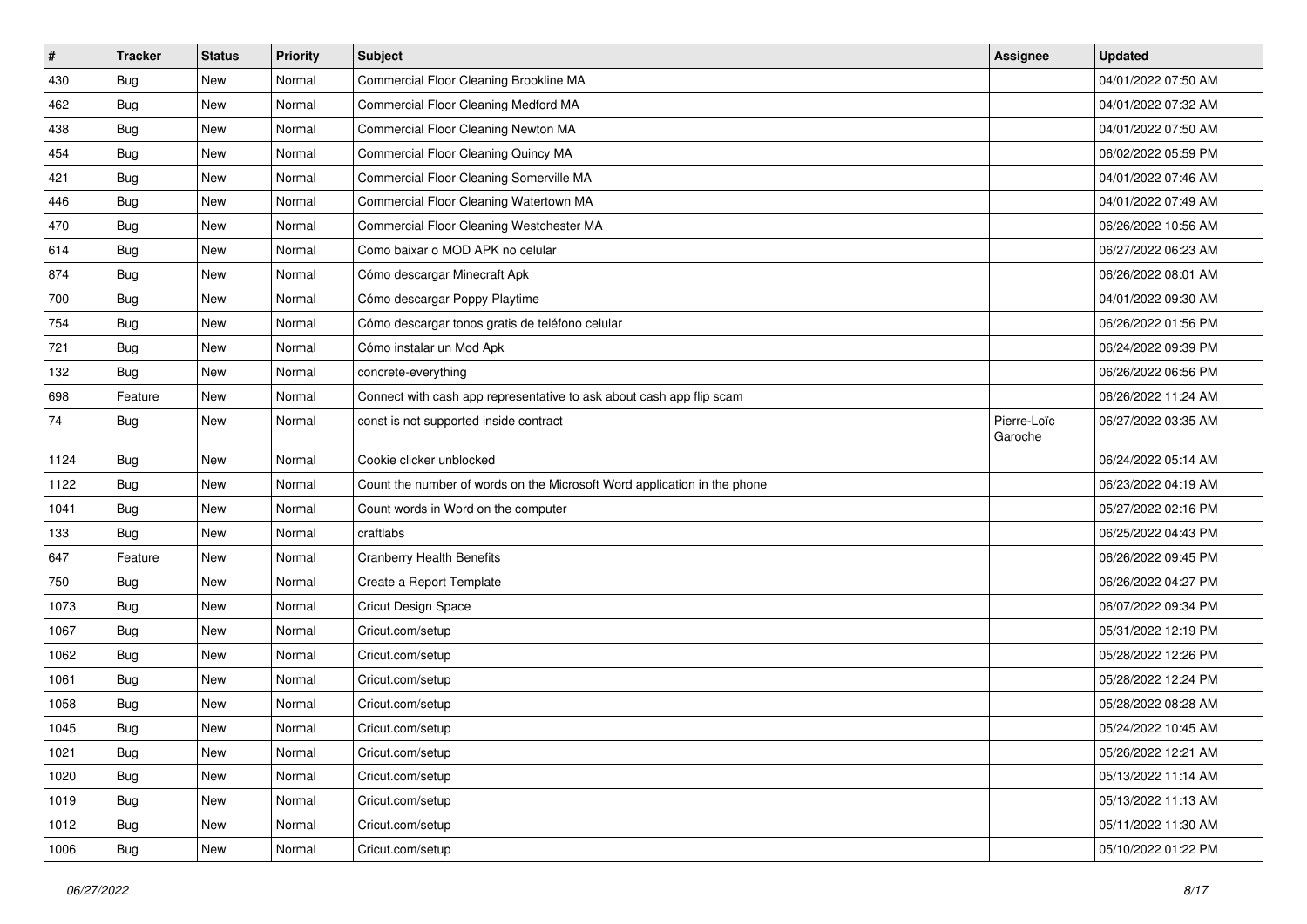| # | Tracker | Status | Priority | Subject | Assignee | Updated |
|---|---|---|---|---|---|---|
| 430 | Bug | New | Normal | Commercial Floor Cleaning Brookline MA | | 04/01/2022 07:50 AM |
| 462 | Bug | New | Normal | Commercial Floor Cleaning Medford MA | | 04/01/2022 07:32 AM |
| 438 | Bug | New | Normal | Commercial Floor Cleaning Newton MA | | 04/01/2022 07:50 AM |
| 454 | Bug | New | Normal | Commercial Floor Cleaning Quincy MA | | 06/02/2022 05:59 PM |
| 421 | Bug | New | Normal | Commercial Floor Cleaning Somerville MA | | 04/01/2022 07:46 AM |
| 446 | Bug | New | Normal | Commercial Floor Cleaning Watertown MA | | 04/01/2022 07:49 AM |
| 470 | Bug | New | Normal | Commercial Floor Cleaning Westchester MA | | 06/26/2022 10:56 AM |
| 614 | Bug | New | Normal | Como baixar o MOD APK no celular | | 06/27/2022 06:23 AM |
| 874 | Bug | New | Normal | Cómo descargar Minecraft Apk | | 06/26/2022 08:01 AM |
| 700 | Bug | New | Normal | Cómo descargar Poppy Playtime | | 04/01/2022 09:30 AM |
| 754 | Bug | New | Normal | Cómo descargar tonos gratis de teléfono celular | | 06/26/2022 01:56 PM |
| 721 | Bug | New | Normal | Cómo instalar un Mod Apk | | 06/24/2022 09:39 PM |
| 132 | Bug | New | Normal | concrete-everything | | 06/26/2022 06:56 PM |
| 698 | Feature | New | Normal | Connect with cash app representative to ask about cash app flip scam | | 06/26/2022 11:24 AM |
| 74 | Bug | New | Normal | const is not supported inside contract | Pierre-Loïc Garoche | 06/27/2022 03:35 AM |
| 1124 | Bug | New | Normal | Cookie clicker unblocked | | 06/24/2022 05:14 AM |
| 1122 | Bug | New | Normal | Count the number of words on the Microsoft Word application in the phone | | 06/23/2022 04:19 AM |
| 1041 | Bug | New | Normal | Count words in Word on the computer | | 05/27/2022 02:16 PM |
| 133 | Bug | New | Normal | craftlabs | | 06/25/2022 04:43 PM |
| 647 | Feature | New | Normal | Cranberry Health Benefits | | 06/26/2022 09:45 PM |
| 750 | Bug | New | Normal | Create a Report Template | | 06/26/2022 04:27 PM |
| 1073 | Bug | New | Normal | Cricut Design Space | | 06/07/2022 09:34 PM |
| 1067 | Bug | New | Normal | Cricut.com/setup | | 05/31/2022 12:19 PM |
| 1062 | Bug | New | Normal | Cricut.com/setup | | 05/28/2022 12:26 PM |
| 1061 | Bug | New | Normal | Cricut.com/setup | | 05/28/2022 12:24 PM |
| 1058 | Bug | New | Normal | Cricut.com/setup | | 05/28/2022 08:28 AM |
| 1045 | Bug | New | Normal | Cricut.com/setup | | 05/24/2022 10:45 AM |
| 1021 | Bug | New | Normal | Cricut.com/setup | | 05/26/2022 12:21 AM |
| 1020 | Bug | New | Normal | Cricut.com/setup | | 05/13/2022 11:14 AM |
| 1019 | Bug | New | Normal | Cricut.com/setup | | 05/13/2022 11:13 AM |
| 1012 | Bug | New | Normal | Cricut.com/setup | | 05/11/2022 11:30 AM |
| 1006 | Bug | New | Normal | Cricut.com/setup | | 05/10/2022 01:22 PM |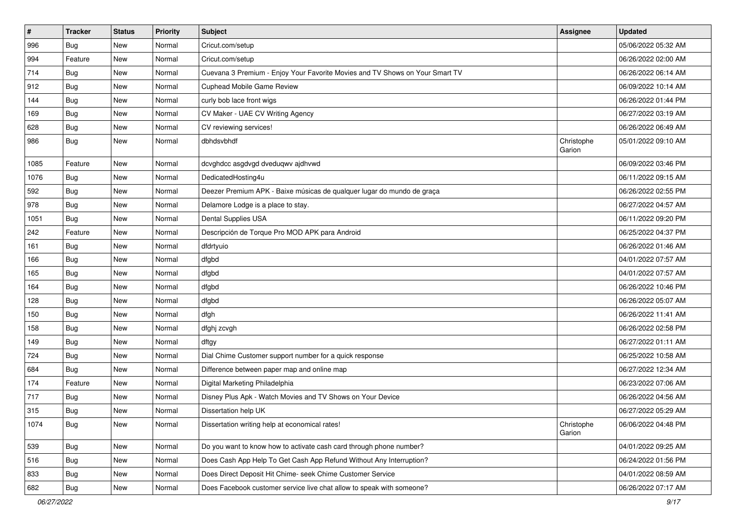| # | Tracker | Status | Priority | Subject | Assignee | Updated |
|---|---|---|---|---|---|---|
| 996 | Bug | New | Normal | Cricut.com/setup | | 05/06/2022 05:32 AM |
| 994 | Feature | New | Normal | Cricut.com/setup | | 06/26/2022 02:00 AM |
| 714 | Bug | New | Normal | Cuevana 3 Premium - Enjoy Your Favorite Movies and TV Shows on Your Smart TV | | 06/26/2022 06:14 AM |
| 912 | Bug | New | Normal | Cuphead Mobile Game Review | | 06/09/2022 10:14 AM |
| 144 | Bug | New | Normal | curly bob lace front wigs | | 06/26/2022 01:44 PM |
| 169 | Bug | New | Normal | CV Maker - UAE CV Writing Agency | | 06/27/2022 03:19 AM |
| 628 | Bug | New | Normal | CV reviewing services! | | 06/26/2022 06:49 AM |
| 986 | Bug | New | Normal | dbhdsvbhdf | Christophe Garion | 05/01/2022 09:10 AM |
| 1085 | Feature | New | Normal | dcvghdcc asgdvgd dveduqwv ajdhvwd | | 06/09/2022 03:46 PM |
| 1076 | Bug | New | Normal | DedicatedHosting4u | | 06/11/2022 09:15 AM |
| 592 | Bug | New | Normal | Deezer Premium APK - Baixe músicas de qualquer lugar do mundo de graça | | 06/26/2022 02:55 PM |
| 978 | Bug | New | Normal | Delamore Lodge is a place to stay. | | 06/27/2022 04:57 AM |
| 1051 | Bug | New | Normal | Dental Supplies USA | | 06/11/2022 09:20 PM |
| 242 | Feature | New | Normal | Descripción de Torque Pro MOD APK para Android | | 06/25/2022 04:37 PM |
| 161 | Bug | New | Normal | dfdrtyuio | | 06/26/2022 01:46 AM |
| 166 | Bug | New | Normal | dfgbd | | 04/01/2022 07:57 AM |
| 165 | Bug | New | Normal | dfgbd | | 04/01/2022 07:57 AM |
| 164 | Bug | New | Normal | dfgbd | | 06/26/2022 10:46 PM |
| 128 | Bug | New | Normal | dfgbd | | 06/26/2022 05:07 AM |
| 150 | Bug | New | Normal | dfgh | | 06/26/2022 11:41 AM |
| 158 | Bug | New | Normal | dfghj zcvgh | | 06/26/2022 02:58 PM |
| 149 | Bug | New | Normal | dftgy | | 06/27/2022 01:11 AM |
| 724 | Bug | New | Normal | Dial Chime Customer support number for a quick response | | 06/25/2022 10:58 AM |
| 684 | Bug | New | Normal | Difference between paper map and online map | | 06/27/2022 12:34 AM |
| 174 | Feature | New | Normal | Digital Marketing Philadelphia | | 06/23/2022 07:06 AM |
| 717 | Bug | New | Normal | Disney Plus Apk - Watch Movies and TV Shows on Your Device | | 06/26/2022 04:56 AM |
| 315 | Bug | New | Normal | Dissertation help UK | | 06/27/2022 05:29 AM |
| 1074 | Bug | New | Normal | Dissertation writing help at economical rates! | Christophe Garion | 06/06/2022 04:48 PM |
| 539 | Bug | New | Normal | Do you want to know how to activate cash card through phone number? | | 04/01/2022 09:25 AM |
| 516 | Bug | New | Normal | Does Cash App Help To Get Cash App Refund Without Any Interruption? | | 06/24/2022 01:56 PM |
| 833 | Bug | New | Normal | Does Direct Deposit Hit Chime- seek Chime Customer Service | | 04/01/2022 08:59 AM |
| 682 | Bug | New | Normal | Does Facebook customer service live chat allow to speak with someone? | | 06/26/2022 07:17 AM |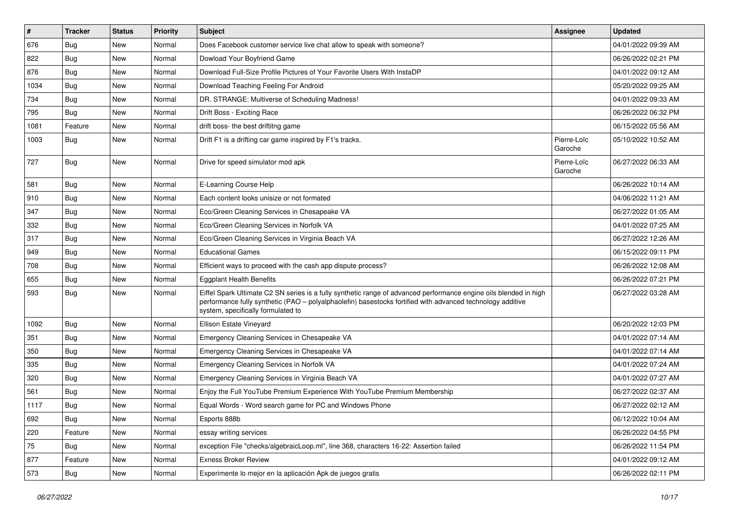| # | Tracker | Status | Priority | Subject | Assignee | Updated |
|---|---|---|---|---|---|---|
| 676 | Bug | New | Normal | Does Facebook customer service live chat allow to speak with someone? | | 04/01/2022 09:39 AM |
| 822 | Bug | New | Normal | Dowload Your Boyfriend Game | | 06/26/2022 02:21 PM |
| 876 | Bug | New | Normal | Download Full-Size Profile Pictures of Your Favorite Users With InstaDP | | 04/01/2022 09:12 AM |
| 1034 | Bug | New | Normal | Download Teaching Feeling For Android | | 05/20/2022 09:25 AM |
| 734 | Bug | New | Normal | DR. STRANGE: Multiverse of Scheduling Madness! | | 04/01/2022 09:33 AM |
| 795 | Bug | New | Normal | Drift Boss - Exciting Race | | 06/26/2022 06:32 PM |
| 1081 | Feature | New | Normal | drift boss- the best driftitng game | | 06/15/2022 05:56 AM |
| 1003 | Bug | New | Normal | Drift F1 is a drifting car game inspired by F1's tracks. | Pierre-Loïc Garoche | 05/10/2022 10:52 AM |
| 727 | Bug | New | Normal | Drive for speed simulator mod apk | Pierre-Loïc Garoche | 06/27/2022 06:33 AM |
| 581 | Bug | New | Normal | E-Learning Course Help | | 06/26/2022 10:14 AM |
| 910 | Bug | New | Normal | Each content looks unisize or not formated | | 04/06/2022 11:21 AM |
| 347 | Bug | New | Normal | Eco/Green Cleaning Services in Chesapeake VA | | 06/27/2022 01:05 AM |
| 332 | Bug | New | Normal | Eco/Green Cleaning Services in Norfolk VA | | 04/01/2022 07:25 AM |
| 317 | Bug | New | Normal | Eco/Green Cleaning Services in Virginia Beach VA | | 06/27/2022 12:26 AM |
| 949 | Bug | New | Normal | Educational Games | | 06/15/2022 09:11 PM |
| 708 | Bug | New | Normal | Efficient ways to proceed with the cash app dispute process? | | 06/26/2022 12:08 AM |
| 655 | Bug | New | Normal | Eggplant Health Benefits | | 06/26/2022 07:21 PM |
| 593 | Bug | New | Normal | Eiffel Spark Ultimate C2 SN series is a fully synthetic range of advanced performance engine oils blended in high performance fully synthetic (PAO – polyalphaolefin) basestocks fortified with advanced technology additive system, specifically formulated to | | 06/27/2022 03:28 AM |
| 1092 | Bug | New | Normal | Ellison Estate Vineyard | | 06/20/2022 12:03 PM |
| 351 | Bug | New | Normal | Emergency Cleaning Services in Chesapeake VA | | 04/01/2022 07:14 AM |
| 350 | Bug | New | Normal | Emergency Cleaning Services in Chesapeake VA | | 04/01/2022 07:14 AM |
| 335 | Bug | New | Normal | Emergency Cleaning Services in Norfolk VA | | 04/01/2022 07:24 AM |
| 320 | Bug | New | Normal | Emergency Cleaning Services in Virginia Beach VA | | 04/01/2022 07:27 AM |
| 561 | Bug | New | Normal | Enjoy the Full YouTube Premium Experience With YouTube Premium Membership | | 06/27/2022 02:37 AM |
| 1117 | Bug | New | Normal | Equal Words - Word search game for PC and Windows Phone | | 06/27/2022 02:12 AM |
| 692 | Bug | New | Normal | Esports 888b | | 06/12/2022 10:04 AM |
| 220 | Feature | New | Normal | essay writing services | | 06/26/2022 04:55 PM |
| 75 | Bug | New | Normal | exception File "checks/algebraicLoop.ml", line 368, characters 16-22: Assertion failed | | 06/26/2022 11:54 PM |
| 877 | Feature | New | Normal | Exness Broker Review | | 04/01/2022 09:12 AM |
| 573 | Bug | New | Normal | Experimente lo mejor en la aplicación Apk de juegos gratis | | 06/26/2022 02:11 PM |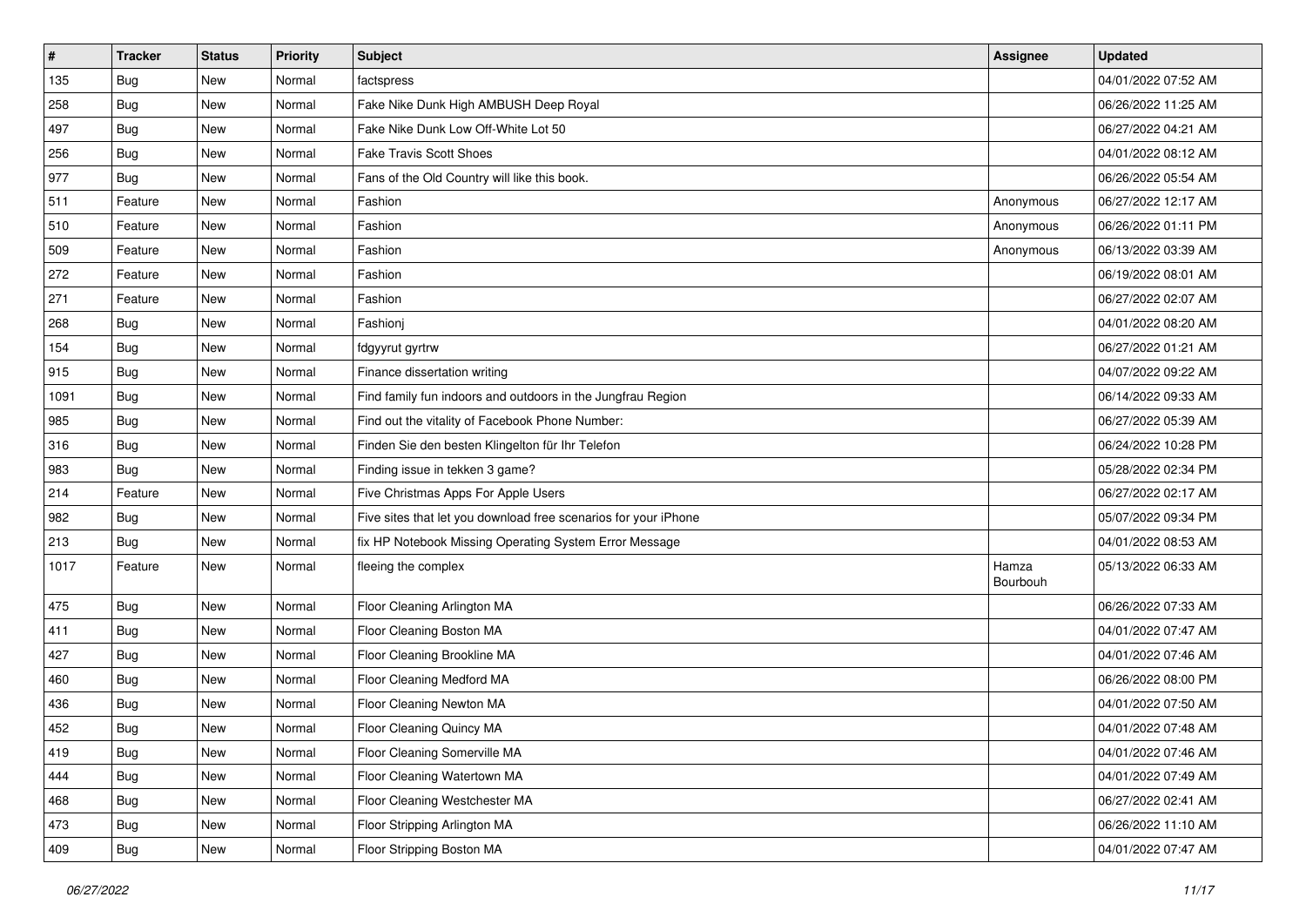| # | Tracker | Status | Priority | Subject | Assignee | Updated |
| --- | --- | --- | --- | --- | --- | --- |
| 135 | Bug | New | Normal | factspress | | 04/01/2022 07:52 AM |
| 258 | Bug | New | Normal | Fake Nike Dunk High AMBUSH Deep Royal | | 06/26/2022 11:25 AM |
| 497 | Bug | New | Normal | Fake Nike Dunk Low Off-White Lot 50 | | 06/27/2022 04:21 AM |
| 256 | Bug | New | Normal | Fake Travis Scott Shoes | | 04/01/2022 08:12 AM |
| 977 | Bug | New | Normal | Fans of the Old Country will like this book. | | 06/26/2022 05:54 AM |
| 511 | Feature | New | Normal | Fashion | Anonymous | 06/27/2022 12:17 AM |
| 510 | Feature | New | Normal | Fashion | Anonymous | 06/26/2022 01:11 PM |
| 509 | Feature | New | Normal | Fashion | Anonymous | 06/13/2022 03:39 AM |
| 272 | Feature | New | Normal | Fashion | | 06/19/2022 08:01 AM |
| 271 | Feature | New | Normal | Fashion | | 06/27/2022 02:07 AM |
| 268 | Bug | New | Normal | Fashionj | | 04/01/2022 08:20 AM |
| 154 | Bug | New | Normal | fdgyyrut gyrtrw | | 06/27/2022 01:21 AM |
| 915 | Bug | New | Normal | Finance dissertation writing | | 04/07/2022 09:22 AM |
| 1091 | Bug | New | Normal | Find family fun indoors and outdoors in the Jungfrau Region | | 06/14/2022 09:33 AM |
| 985 | Bug | New | Normal | Find out the vitality of Facebook Phone Number: | | 06/27/2022 05:39 AM |
| 316 | Bug | New | Normal | Finden Sie den besten Klingelton für Ihr Telefon | | 06/24/2022 10:28 PM |
| 983 | Bug | New | Normal | Finding issue in tekken 3 game? | | 05/28/2022 02:34 PM |
| 214 | Feature | New | Normal | Five Christmas Apps For Apple Users | | 06/27/2022 02:17 AM |
| 982 | Bug | New | Normal | Five sites that let you download free scenarios for your iPhone | | 05/07/2022 09:34 PM |
| 213 | Bug | New | Normal | fix HP Notebook Missing Operating System Error Message | | 04/01/2022 08:53 AM |
| 1017 | Feature | New | Normal | fleeing the complex | Hamza Bourbouh | 05/13/2022 06:33 AM |
| 475 | Bug | New | Normal | Floor Cleaning Arlington MA | | 06/26/2022 07:33 AM |
| 411 | Bug | New | Normal | Floor Cleaning Boston MA | | 04/01/2022 07:47 AM |
| 427 | Bug | New | Normal | Floor Cleaning Brookline MA | | 04/01/2022 07:46 AM |
| 460 | Bug | New | Normal | Floor Cleaning Medford MA | | 06/26/2022 08:00 PM |
| 436 | Bug | New | Normal | Floor Cleaning Newton MA | | 04/01/2022 07:50 AM |
| 452 | Bug | New | Normal | Floor Cleaning Quincy MA | | 04/01/2022 07:48 AM |
| 419 | Bug | New | Normal | Floor Cleaning Somerville MA | | 04/01/2022 07:46 AM |
| 444 | Bug | New | Normal | Floor Cleaning Watertown MA | | 04/01/2022 07:49 AM |
| 468 | Bug | New | Normal | Floor Cleaning Westchester MA | | 06/27/2022 02:41 AM |
| 473 | Bug | New | Normal | Floor Stripping Arlington MA | | 06/26/2022 11:10 AM |
| 409 | Bug | New | Normal | Floor Stripping Boston MA | | 04/01/2022 07:47 AM |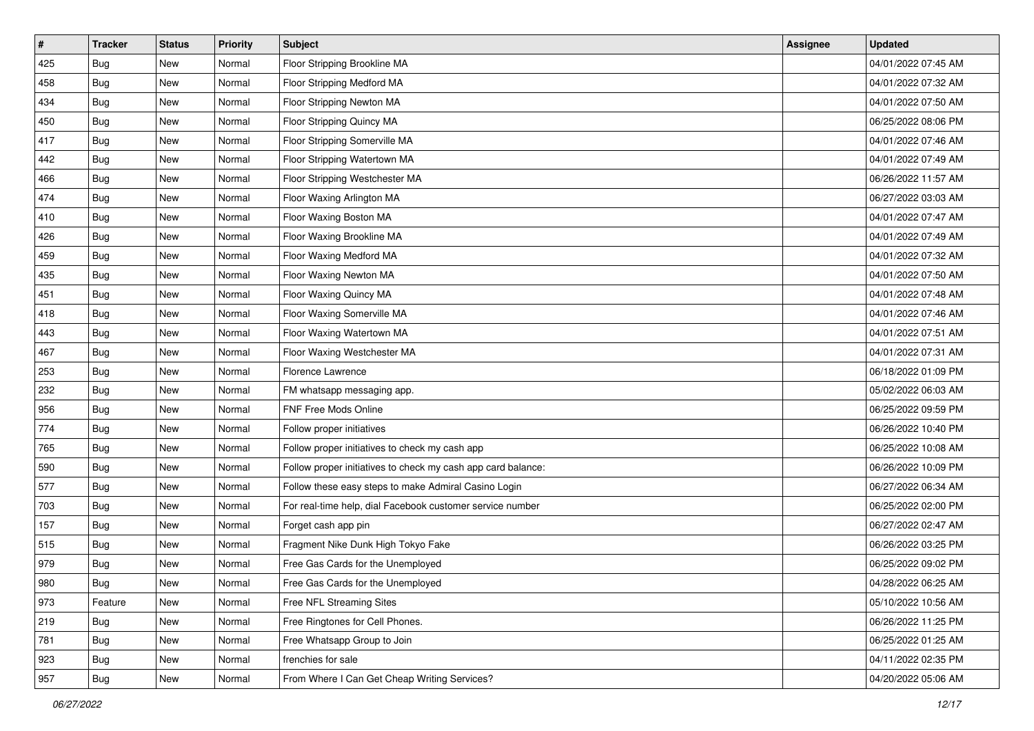| # | Tracker | Status | Priority | Subject | Assignee | Updated |
|---|---|---|---|---|---|---|
| 425 | Bug | New | Normal | Floor Stripping Brookline MA | | 04/01/2022 07:45 AM |
| 458 | Bug | New | Normal | Floor Stripping Medford MA | | 04/01/2022 07:32 AM |
| 434 | Bug | New | Normal | Floor Stripping Newton MA | | 04/01/2022 07:50 AM |
| 450 | Bug | New | Normal | Floor Stripping Quincy MA | | 06/25/2022 08:06 PM |
| 417 | Bug | New | Normal | Floor Stripping Somerville MA | | 04/01/2022 07:46 AM |
| 442 | Bug | New | Normal | Floor Stripping Watertown MA | | 04/01/2022 07:49 AM |
| 466 | Bug | New | Normal | Floor Stripping Westchester MA | | 06/26/2022 11:57 AM |
| 474 | Bug | New | Normal | Floor Waxing Arlington MA | | 06/27/2022 03:03 AM |
| 410 | Bug | New | Normal | Floor Waxing Boston MA | | 04/01/2022 07:47 AM |
| 426 | Bug | New | Normal | Floor Waxing Brookline MA | | 04/01/2022 07:49 AM |
| 459 | Bug | New | Normal | Floor Waxing Medford MA | | 04/01/2022 07:32 AM |
| 435 | Bug | New | Normal | Floor Waxing Newton MA | | 04/01/2022 07:50 AM |
| 451 | Bug | New | Normal | Floor Waxing Quincy MA | | 04/01/2022 07:48 AM |
| 418 | Bug | New | Normal | Floor Waxing Somerville MA | | 04/01/2022 07:46 AM |
| 443 | Bug | New | Normal | Floor Waxing Watertown MA | | 04/01/2022 07:51 AM |
| 467 | Bug | New | Normal | Floor Waxing Westchester MA | | 04/01/2022 07:31 AM |
| 253 | Bug | New | Normal | Florence Lawrence | | 06/18/2022 01:09 PM |
| 232 | Bug | New | Normal | FM whatsapp messaging app. | | 05/02/2022 06:03 AM |
| 956 | Bug | New | Normal | FNF Free Mods Online | | 06/25/2022 09:59 PM |
| 774 | Bug | New | Normal | Follow proper initiatives | | 06/26/2022 10:40 PM |
| 765 | Bug | New | Normal | Follow proper initiatives to check my cash app | | 06/25/2022 10:08 AM |
| 590 | Bug | New | Normal | Follow proper initiatives to check my cash app card balance: | | 06/26/2022 10:09 PM |
| 577 | Bug | New | Normal | Follow these easy steps to make Admiral Casino Login | | 06/27/2022 06:34 AM |
| 703 | Bug | New | Normal | For real-time help, dial Facebook customer service number | | 06/25/2022 02:00 PM |
| 157 | Bug | New | Normal | Forget cash app pin | | 06/27/2022 02:47 AM |
| 515 | Bug | New | Normal | Fragment Nike Dunk High Tokyo Fake | | 06/26/2022 03:25 PM |
| 979 | Bug | New | Normal | Free Gas Cards for the Unemployed | | 06/25/2022 09:02 PM |
| 980 | Bug | New | Normal | Free Gas Cards for the Unemployed | | 04/28/2022 06:25 AM |
| 973 | Feature | New | Normal | Free NFL Streaming Sites | | 05/10/2022 10:56 AM |
| 219 | Bug | New | Normal | Free Ringtones for Cell Phones. | | 06/26/2022 11:25 PM |
| 781 | Bug | New | Normal | Free Whatsapp Group to Join | | 06/25/2022 01:25 AM |
| 923 | Bug | New | Normal | frenchies for sale | | 04/11/2022 02:35 PM |
| 957 | Bug | New | Normal | From Where I Can Get Cheap Writing Services? | | 04/20/2022 05:06 AM |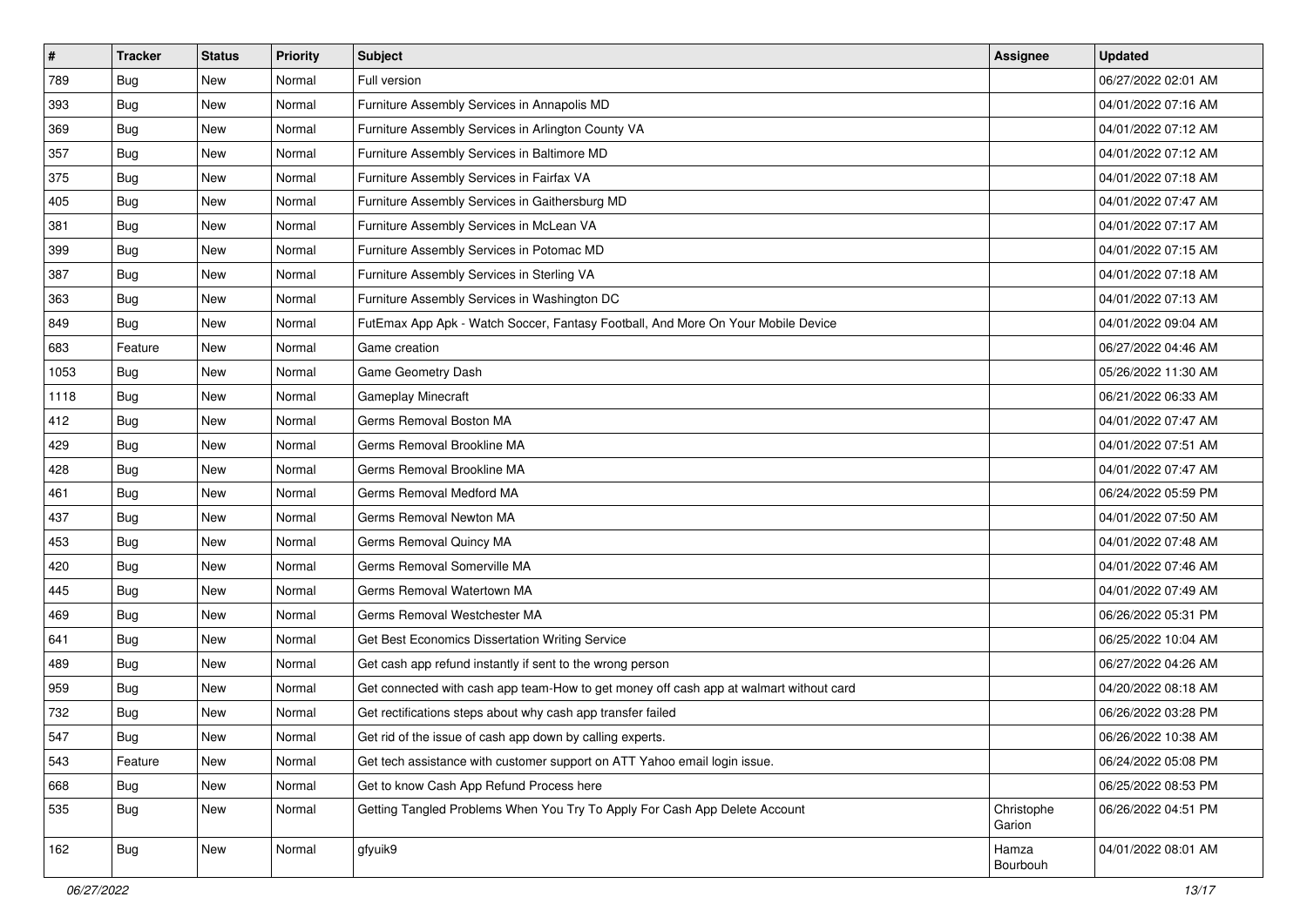| # | Tracker | Status | Priority | Subject | Assignee | Updated |
|---|---|---|---|---|---|---|
| 789 | Bug | New | Normal | Full version | | 06/27/2022 02:01 AM |
| 393 | Bug | New | Normal | Furniture Assembly Services in Annapolis MD | | 04/01/2022 07:16 AM |
| 369 | Bug | New | Normal | Furniture Assembly Services in Arlington County VA | | 04/01/2022 07:12 AM |
| 357 | Bug | New | Normal | Furniture Assembly Services in Baltimore MD | | 04/01/2022 07:12 AM |
| 375 | Bug | New | Normal | Furniture Assembly Services in Fairfax VA | | 04/01/2022 07:18 AM |
| 405 | Bug | New | Normal | Furniture Assembly Services in Gaithersburg MD | | 04/01/2022 07:47 AM |
| 381 | Bug | New | Normal | Furniture Assembly Services in McLean VA | | 04/01/2022 07:17 AM |
| 399 | Bug | New | Normal | Furniture Assembly Services in Potomac MD | | 04/01/2022 07:15 AM |
| 387 | Bug | New | Normal | Furniture Assembly Services in Sterling VA | | 04/01/2022 07:18 AM |
| 363 | Bug | New | Normal | Furniture Assembly Services in Washington DC | | 04/01/2022 07:13 AM |
| 849 | Bug | New | Normal | FutEmax App Apk - Watch Soccer, Fantasy Football, And More On Your Mobile Device | | 04/01/2022 09:04 AM |
| 683 | Feature | New | Normal | Game creation | | 06/27/2022 04:46 AM |
| 1053 | Bug | New | Normal | Game Geometry Dash | | 05/26/2022 11:30 AM |
| 1118 | Bug | New | Normal | Gameplay Minecraft | | 06/21/2022 06:33 AM |
| 412 | Bug | New | Normal | Germs Removal Boston MA | | 04/01/2022 07:47 AM |
| 429 | Bug | New | Normal | Germs Removal Brookline MA | | 04/01/2022 07:51 AM |
| 428 | Bug | New | Normal | Germs Removal Brookline MA | | 04/01/2022 07:47 AM |
| 461 | Bug | New | Normal | Germs Removal Medford MA | | 06/24/2022 05:59 PM |
| 437 | Bug | New | Normal | Germs Removal Newton MA | | 04/01/2022 07:50 AM |
| 453 | Bug | New | Normal | Germs Removal Quincy MA | | 04/01/2022 07:48 AM |
| 420 | Bug | New | Normal | Germs Removal Somerville MA | | 04/01/2022 07:46 AM |
| 445 | Bug | New | Normal | Germs Removal Watertown MA | | 04/01/2022 07:49 AM |
| 469 | Bug | New | Normal | Germs Removal Westchester MA | | 06/26/2022 05:31 PM |
| 641 | Bug | New | Normal | Get Best Economics Dissertation Writing Service | | 06/25/2022 10:04 AM |
| 489 | Bug | New | Normal | Get cash app refund instantly if sent to the wrong person | | 06/27/2022 04:26 AM |
| 959 | Bug | New | Normal | Get connected with cash app team-How to get money off cash app at walmart without card | | 04/20/2022 08:18 AM |
| 732 | Bug | New | Normal | Get rectifications steps about why cash app transfer failed | | 06/26/2022 03:28 PM |
| 547 | Bug | New | Normal | Get rid of the issue of cash app down by calling experts. | | 06/26/2022 10:38 AM |
| 543 | Feature | New | Normal | Get tech assistance with customer support on ATT Yahoo email login issue. | | 06/24/2022 05:08 PM |
| 668 | Bug | New | Normal | Get to know Cash App Refund Process here | | 06/25/2022 08:53 PM |
| 535 | Bug | New | Normal | Getting Tangled Problems When You Try To Apply For Cash App Delete Account | Christophe Garion | 06/26/2022 04:51 PM |
| 162 | Bug | New | Normal | gfyuik9 | Hamza Bourbouh | 04/01/2022 08:01 AM |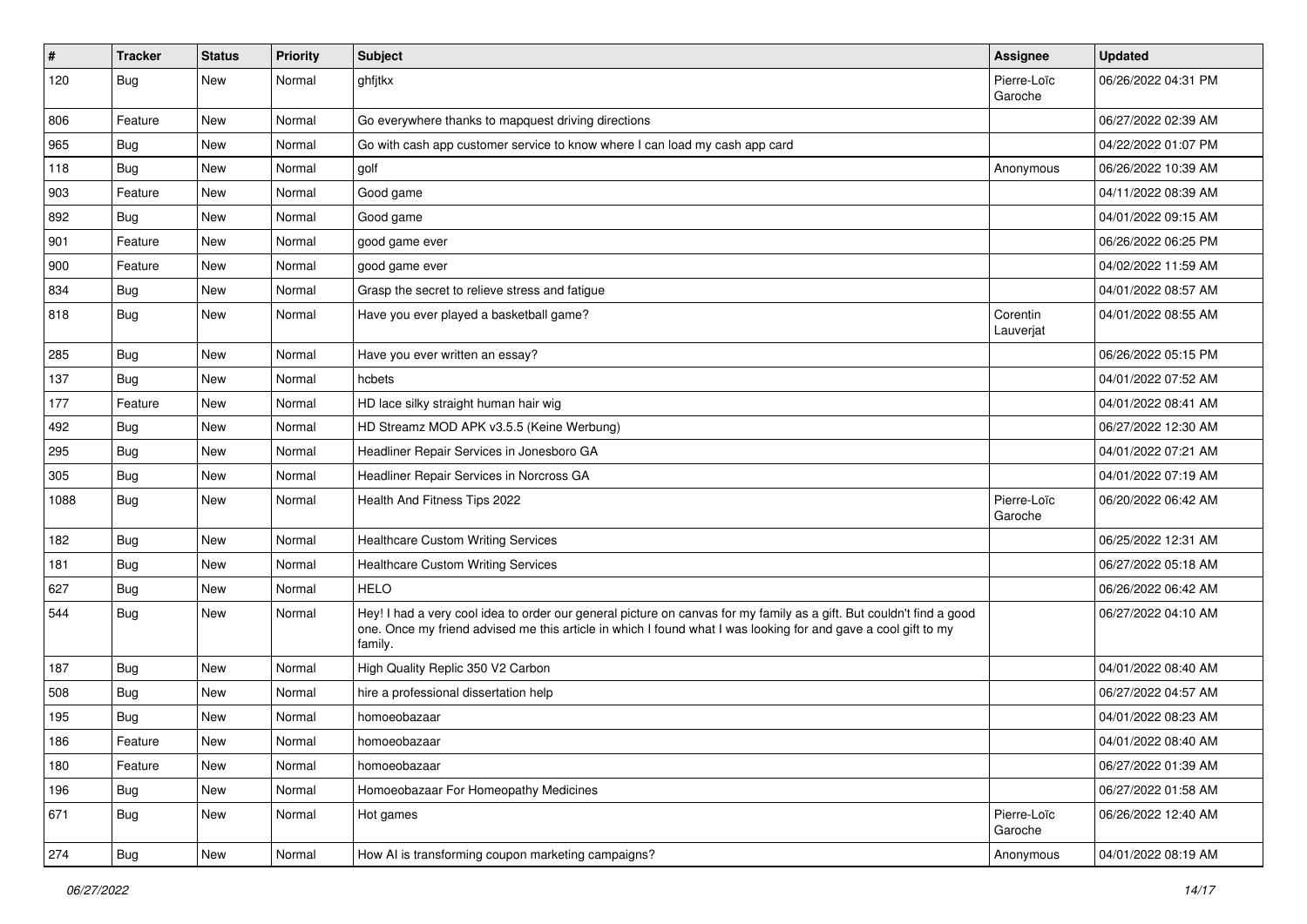| # | Tracker | Status | Priority | Subject | Assignee | Updated |
|---|---|---|---|---|---|---|
| 120 | Bug | New | Normal | ghfjtkx | Pierre-Loïc Garoche | 06/26/2022 04:31 PM |
| 806 | Feature | New | Normal | Go everywhere thanks to mapquest driving directions | | 06/27/2022 02:39 AM |
| 965 | Bug | New | Normal | Go with cash app customer service to know where I can load my cash app card | | 04/22/2022 01:07 PM |
| 118 | Bug | New | Normal | golf | Anonymous | 06/26/2022 10:39 AM |
| 903 | Feature | New | Normal | Good game | | 04/11/2022 08:39 AM |
| 892 | Bug | New | Normal | Good game | | 04/01/2022 09:15 AM |
| 901 | Feature | New | Normal | good game ever | | 06/26/2022 06:25 PM |
| 900 | Feature | New | Normal | good game ever | | 04/02/2022 11:59 AM |
| 834 | Bug | New | Normal | Grasp the secret to relieve stress and fatigue | | 04/01/2022 08:57 AM |
| 818 | Bug | New | Normal | Have you ever played a basketball game? | Corentin Lauverjat | 04/01/2022 08:55 AM |
| 285 | Bug | New | Normal | Have you ever written an essay? | | 06/26/2022 05:15 PM |
| 137 | Bug | New | Normal | hcbets | | 04/01/2022 07:52 AM |
| 177 | Feature | New | Normal | HD lace silky straight human hair wig | | 04/01/2022 08:41 AM |
| 492 | Bug | New | Normal | HD Streamz MOD APK v3.5.5 (Keine Werbung) | | 06/27/2022 12:30 AM |
| 295 | Bug | New | Normal | Headliner Repair Services in Jonesboro GA | | 04/01/2022 07:21 AM |
| 305 | Bug | New | Normal | Headliner Repair Services in Norcross GA | | 04/01/2022 07:19 AM |
| 1088 | Bug | New | Normal | Health And Fitness Tips 2022 | Pierre-Loïc Garoche | 06/20/2022 06:42 AM |
| 182 | Bug | New | Normal | Healthcare Custom Writing Services | | 06/25/2022 12:31 AM |
| 181 | Bug | New | Normal | Healthcare Custom Writing Services | | 06/27/2022 05:18 AM |
| 627 | Bug | New | Normal | HELO | | 06/26/2022 06:42 AM |
| 544 | Bug | New | Normal | Hey! I had a very cool idea to order our general picture on canvas for my family as a gift. But couldn't find a good one. Once my friend advised me this article in which I found what I was looking for and gave a cool gift to my family. | | 06/27/2022 04:10 AM |
| 187 | Bug | New | Normal | High Quality Replic 350 V2 Carbon | | 04/01/2022 08:40 AM |
| 508 | Bug | New | Normal | hire a professional dissertation help | | 06/27/2022 04:57 AM |
| 195 | Bug | New | Normal | homoeobazaar | | 04/01/2022 08:23 AM |
| 186 | Feature | New | Normal | homoeobazaar | | 04/01/2022 08:40 AM |
| 180 | Feature | New | Normal | homoeobazaar | | 06/27/2022 01:39 AM |
| 196 | Bug | New | Normal | Homoeobazaar For Homeopathy Medicines | | 06/27/2022 01:58 AM |
| 671 | Bug | New | Normal | Hot games | Pierre-Loïc Garoche | 06/26/2022 12:40 AM |
| 274 | Bug | New | Normal | How AI is transforming coupon marketing campaigns? | Anonymous | 04/01/2022 08:19 AM |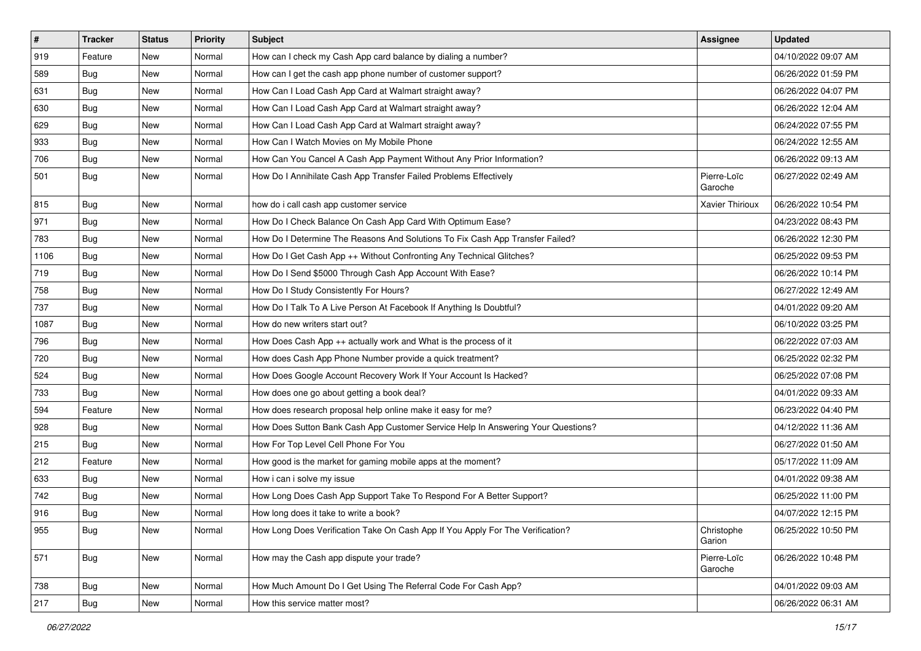| # | Tracker | Status | Priority | Subject | Assignee | Updated |
|---|---|---|---|---|---|---|
| 919 | Feature | New | Normal | How can I check my Cash App card balance by dialing a number? | | 04/10/2022 09:07 AM |
| 589 | Bug | New | Normal | How can I get the cash app phone number of customer support? | | 06/26/2022 01:59 PM |
| 631 | Bug | New | Normal | How Can I Load Cash App Card at Walmart straight away? | | 06/26/2022 04:07 PM |
| 630 | Bug | New | Normal | How Can I Load Cash App Card at Walmart straight away? | | 06/26/2022 12:04 AM |
| 629 | Bug | New | Normal | How Can I Load Cash App Card at Walmart straight away? | | 06/24/2022 07:55 PM |
| 933 | Bug | New | Normal | How Can I Watch Movies on My Mobile Phone | | 06/24/2022 12:55 AM |
| 706 | Bug | New | Normal | How Can You Cancel A Cash App Payment Without Any Prior Information? | | 06/26/2022 09:13 AM |
| 501 | Bug | New | Normal | How Do I Annihilate Cash App Transfer Failed Problems Effectively | Pierre-Loïc Garoche | 06/27/2022 02:49 AM |
| 815 | Bug | New | Normal | how do i call cash app customer service | Xavier Thirioux | 06/26/2022 10:54 PM |
| 971 | Bug | New | Normal | How Do I Check Balance On Cash App Card With Optimum Ease? | | 04/23/2022 08:43 PM |
| 783 | Bug | New | Normal | How Do I Determine The Reasons And Solutions To Fix Cash App Transfer Failed? | | 06/26/2022 12:30 PM |
| 1106 | Bug | New | Normal | How Do I Get Cash App ++ Without Confronting Any Technical Glitches? | | 06/25/2022 09:53 PM |
| 719 | Bug | New | Normal | How Do I Send $5000 Through Cash App Account With Ease? | | 06/26/2022 10:14 PM |
| 758 | Bug | New | Normal | How Do I Study Consistently For Hours? | | 06/27/2022 12:49 AM |
| 737 | Bug | New | Normal | How Do I Talk To A Live Person At Facebook If Anything Is Doubtful? | | 04/01/2022 09:20 AM |
| 1087 | Bug | New | Normal | How do new writers start out? | | 06/10/2022 03:25 PM |
| 796 | Bug | New | Normal | How Does Cash App ++ actually work and What is the process of it | | 06/22/2022 07:03 AM |
| 720 | Bug | New | Normal | How does Cash App Phone Number provide a quick treatment? | | 06/25/2022 02:32 PM |
| 524 | Bug | New | Normal | How Does Google Account Recovery Work If Your Account Is Hacked? | | 06/25/2022 07:08 PM |
| 733 | Bug | New | Normal | How does one go about getting a book deal? | | 04/01/2022 09:33 AM |
| 594 | Feature | New | Normal | How does research proposal help online make it easy for me? | | 06/23/2022 04:40 PM |
| 928 | Bug | New | Normal | How Does Sutton Bank Cash App Customer Service Help In Answering Your Questions? | | 04/12/2022 11:36 AM |
| 215 | Bug | New | Normal | How For Top Level Cell Phone For You | | 06/27/2022 01:50 AM |
| 212 | Feature | New | Normal | How good is the market for gaming mobile apps at the moment? | | 05/17/2022 11:09 AM |
| 633 | Bug | New | Normal | How i can i solve my issue | | 04/01/2022 09:38 AM |
| 742 | Bug | New | Normal | How Long Does Cash App Support Take To Respond For A Better Support? | | 06/25/2022 11:00 PM |
| 916 | Bug | New | Normal | How long does it take to write a book? | | 04/07/2022 12:15 PM |
| 955 | Bug | New | Normal | How Long Does Verification Take On Cash App If You Apply For The Verification? | Christophe Garion | 06/25/2022 10:50 PM |
| 571 | Bug | New | Normal | How may the Cash app dispute your trade? | Pierre-Loïc Garoche | 06/26/2022 10:48 PM |
| 738 | Bug | New | Normal | How Much Amount Do I Get Using The Referral Code For Cash App? | | 04/01/2022 09:03 AM |
| 217 | Bug | New | Normal | How this service matter most? | | 06/26/2022 06:31 AM |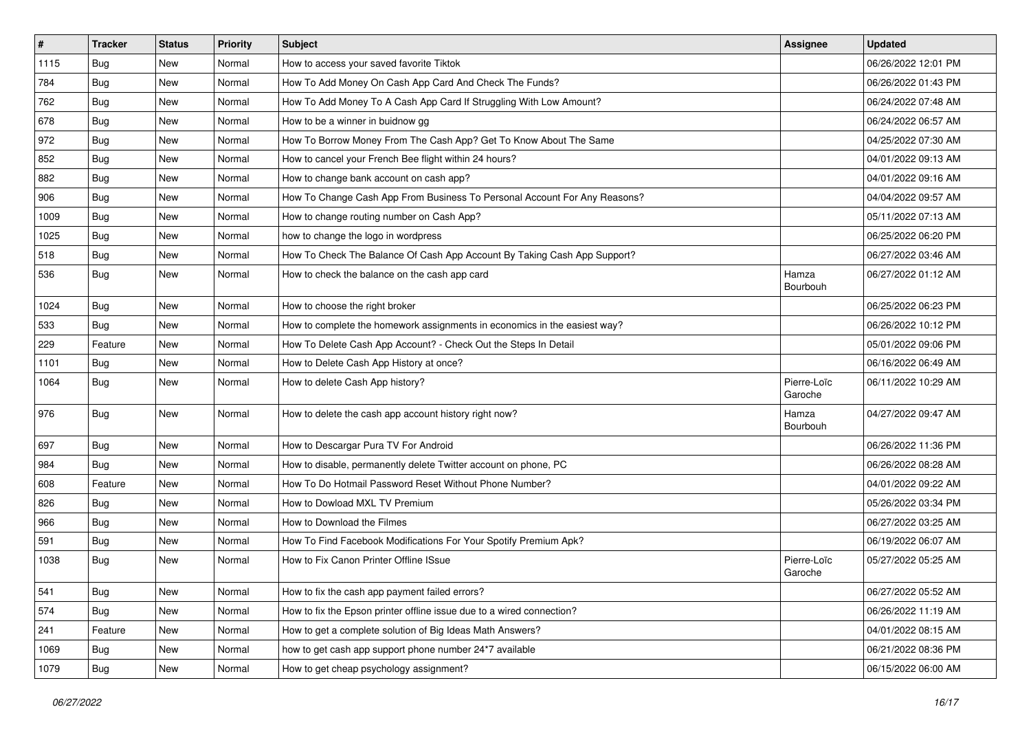| # | Tracker | Status | Priority | Subject | Assignee | Updated |
|---|---|---|---|---|---|---|
| 1115 | Bug | New | Normal | How to access your saved favorite Tiktok | | 06/26/2022 12:01 PM |
| 784 | Bug | New | Normal | How To Add Money On Cash App Card And Check The Funds? | | 06/26/2022 01:43 PM |
| 762 | Bug | New | Normal | How To Add Money To A Cash App Card If Struggling With Low Amount? | | 06/24/2022 07:48 AM |
| 678 | Bug | New | Normal | How to be a winner in buidnow gg | | 06/24/2022 06:57 AM |
| 972 | Bug | New | Normal | How To Borrow Money From The Cash App? Get To Know About The Same | | 04/25/2022 07:30 AM |
| 852 | Bug | New | Normal | How to cancel your French Bee flight within 24 hours? | | 04/01/2022 09:13 AM |
| 882 | Bug | New | Normal | How to change bank account on cash app? | | 04/01/2022 09:16 AM |
| 906 | Bug | New | Normal | How To Change Cash App From Business To Personal Account For Any Reasons? | | 04/04/2022 09:57 AM |
| 1009 | Bug | New | Normal | How to change routing number on Cash App? | | 05/11/2022 07:13 AM |
| 1025 | Bug | New | Normal | how to change the logo in wordpress | | 06/25/2022 06:20 PM |
| 518 | Bug | New | Normal | How To Check The Balance Of Cash App Account By Taking Cash App Support? | | 06/27/2022 03:46 AM |
| 536 | Bug | New | Normal | How to check the balance on the cash app card | Hamza Bourbouh | 06/27/2022 01:12 AM |
| 1024 | Bug | New | Normal | How to choose the right broker | | 06/25/2022 06:23 PM |
| 533 | Bug | New | Normal | How to complete the homework assignments in economics in the easiest way? | | 06/26/2022 10:12 PM |
| 229 | Feature | New | Normal | How To Delete Cash App Account? - Check Out the Steps In Detail | | 05/01/2022 09:06 PM |
| 1101 | Bug | New | Normal | How to Delete Cash App History at once? | | 06/16/2022 06:49 AM |
| 1064 | Bug | New | Normal | How to delete Cash App history? | Pierre-Loïc Garoche | 06/11/2022 10:29 AM |
| 976 | Bug | New | Normal | How to delete the cash app account history right now? | Hamza Bourbouh | 04/27/2022 09:47 AM |
| 697 | Bug | New | Normal | How to Descargar Pura TV For Android | | 06/26/2022 11:36 PM |
| 984 | Bug | New | Normal | How to disable, permanently delete Twitter account on phone, PC | | 06/26/2022 08:28 AM |
| 608 | Feature | New | Normal | How To Do Hotmail Password Reset Without Phone Number? | | 04/01/2022 09:22 AM |
| 826 | Bug | New | Normal | How to Dowload MXL TV Premium | | 05/26/2022 03:34 PM |
| 966 | Bug | New | Normal | How to Download the Filmes | | 06/27/2022 03:25 AM |
| 591 | Bug | New | Normal | How To Find Facebook Modifications For Your Spotify Premium Apk? | | 06/19/2022 06:07 AM |
| 1038 | Bug | New | Normal | How to Fix Canon Printer Offline ISsue | Pierre-Loïc Garoche | 05/27/2022 05:25 AM |
| 541 | Bug | New | Normal | How to fix the cash app payment failed errors? | | 06/27/2022 05:52 AM |
| 574 | Bug | New | Normal | How to fix the Epson printer offline issue due to a wired connection? | | 06/26/2022 11:19 AM |
| 241 | Feature | New | Normal | How to get a complete solution of Big Ideas Math Answers? | | 04/01/2022 08:15 AM |
| 1069 | Bug | New | Normal | how to get cash app support phone number 24*7 available | | 06/21/2022 08:36 PM |
| 1079 | Bug | New | Normal | How to get cheap psychology assignment? | | 06/15/2022 06:00 AM |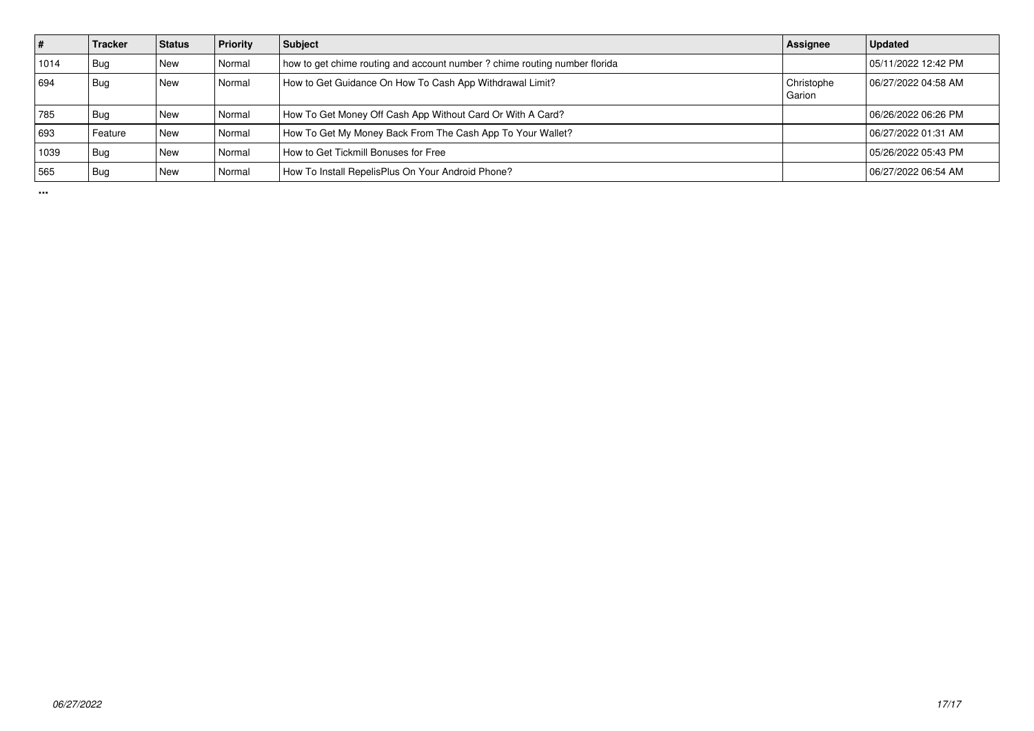| # | Tracker | Status | Priority | Subject | Assignee | Updated |
|---|---|---|---|---|---|---|
| 1014 | Bug | New | Normal | how to get chime routing and account number ? chime routing number florida | | 05/11/2022 12:42 PM |
| 694 | Bug | New | Normal | How to Get Guidance On How To Cash App Withdrawal Limit? | Christophe Garion | 06/27/2022 04:58 AM |
| 785 | Bug | New | Normal | How To Get Money Off Cash App Without Card Or With A Card? | | 06/26/2022 06:26 PM |
| 693 | Feature | New | Normal | How To Get My Money Back From The Cash App To Your Wallet? | | 06/27/2022 01:31 AM |
| 1039 | Bug | New | Normal | How to Get Tickmill Bonuses for Free | | 05/26/2022 05:43 PM |
| 565 | Bug | New | Normal | How To Install RepelisPlus On Your Android Phone? | | 06/27/2022 06:54 AM |

...